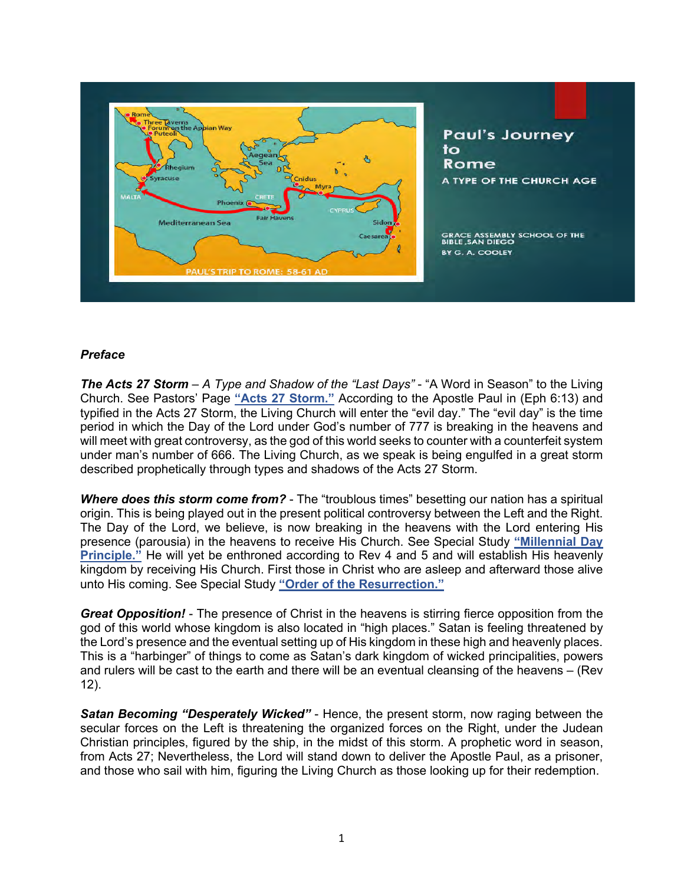Paul's Journey to Rome

A TYPE OF THE CHURCH AGE

GRACE ASSEMBLY SCHOOL OF THE BIBLE ,SAN DIEGO

BY G. A. COOLEY

Rome
Three Taverns
Forum on the Appian Way
Puteoli
Aegean Sea
Rhegium
Syracuse
Cnidus
Myra
MALTA
Phoenix
CRETE
CYPRUS
Fair Havens
Sidon
Mediterranean Sea
Caesarea
PAUL'S TRIP TO ROME: 58-61 AD

### *Preface*

***The Acts 27 Storm** – A Type and Shadow of the "Last Days"* - "A Word in Season" to the Living Church. See Pastors' Page **"Acts 27 Storm."** According to the Apostle Paul in (Eph 6:13) and typified in the Acts 27 Storm, the Living Church will enter the "evil day." The "evil day" is the time period in which the Day of the Lord under God's number of 777 is breaking in the heavens and will meet with great controversy, as the god of this world seeks to counter with a counterfeit system under man's number of 666. The Living Church, as we speak is being engulfed in a great storm described prophetically through types and shadows of the Acts 27 Storm.

***Where does this storm come from?*** - The "troublous times" besetting our nation has a spiritual origin. This is being played out in the present political controversy between the Left and the Right. The Day of the Lord, we believe, is now breaking in the heavens with the Lord entering His presence (parousia) in the heavens to receive His Church. See Special Study **"Millennial Day Principle."** He will yet be enthroned according to Rev 4 and 5 and will establish His heavenly kingdom by receiving His Church. First those in Christ who are asleep and afterward those alive unto His coming. See Special Study **"Order of the Resurrection."**

***Great Opposition!*** - The presence of Christ in the heavens is stirring fierce opposition from the god of this world whose kingdom is also located in "high places." Satan is feeling threatened by the Lord's presence and the eventual setting up of His kingdom in these high and heavenly places. This is a "harbinger" of things to come as Satan's dark kingdom of wicked principalities, powers and rulers will be cast to the earth and there will be an eventual cleansing of the heavens – (Rev 12).

***Satan Becoming "Desperately Wicked"*** - Hence, the present storm, now raging between the secular forces on the Left is threatening the organized forces on the Right, under the Judean Christian principles, figured by the ship, in the midst of this storm. A prophetic word in season, from Acts 27; Nevertheless, the Lord will stand down to deliver the Apostle Paul, as a prisoner, and those who sail with him, figuring the Living Church as those looking up for their redemption.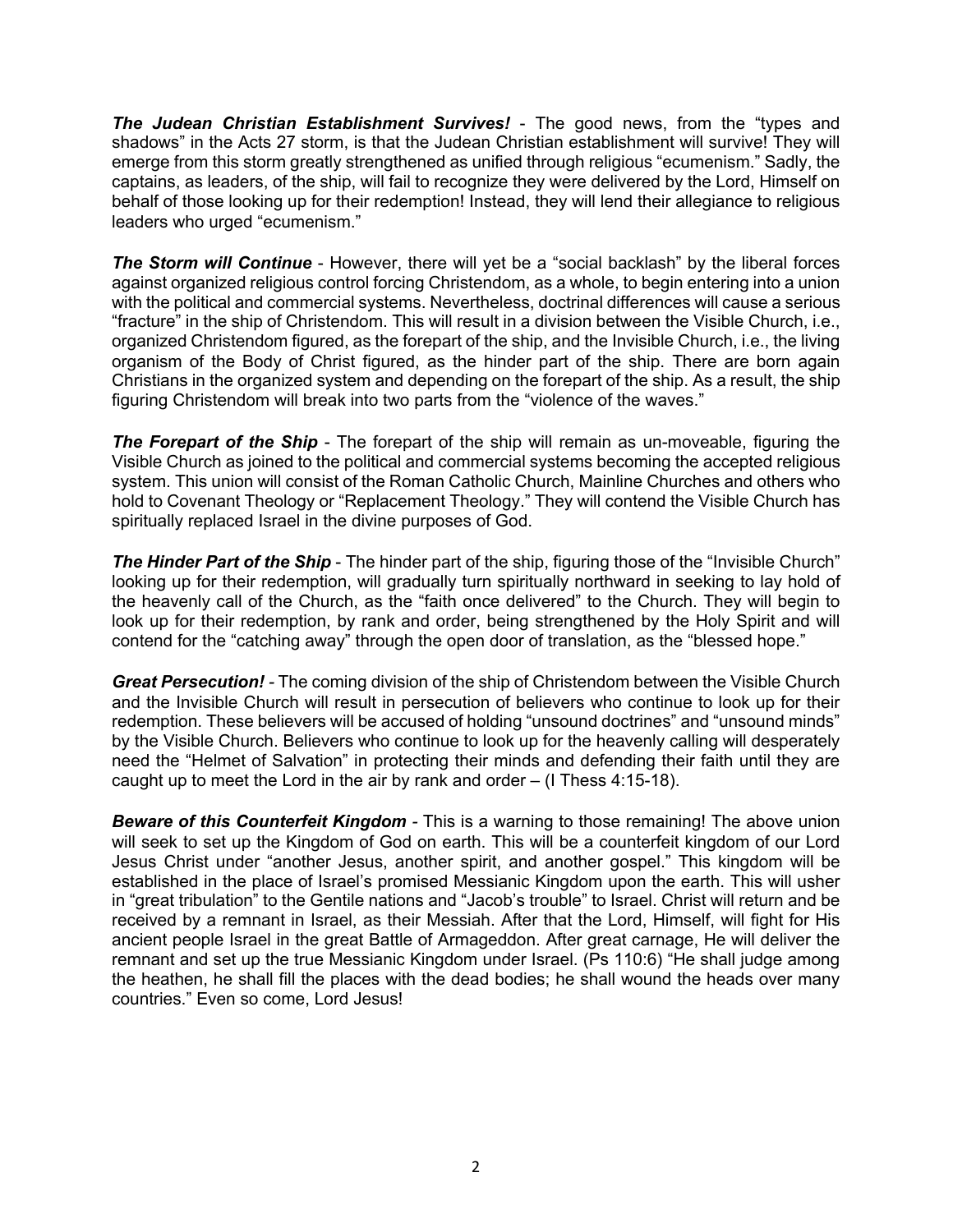***The Judean Christian Establishment Survives!*** - The good news, from the "types and shadows" in the Acts 27 storm, is that the Judean Christian establishment will survive! They will emerge from this storm greatly strengthened as unified through religious "ecumenism." Sadly, the captains, as leaders, of the ship, will fail to recognize they were delivered by the Lord, Himself on behalf of those looking up for their redemption! Instead, they will lend their allegiance to religious leaders who urged "ecumenism."

***The Storm will Continue*** - However, there will yet be a "social backlash" by the liberal forces against organized religious control forcing Christendom, as a whole, to begin entering into a union with the political and commercial systems. Nevertheless, doctrinal differences will cause a serious "fracture" in the ship of Christendom. This will result in a division between the Visible Church, i.e., organized Christendom figured, as the forepart of the ship, and the Invisible Church, i.e., the living organism of the Body of Christ figured, as the hinder part of the ship. There are born again Christians in the organized system and depending on the forepart of the ship. As a result, the ship figuring Christendom will break into two parts from the "violence of the waves."

***The Forepart of the Ship*** - The forepart of the ship will remain as un-moveable, figuring the Visible Church as joined to the political and commercial systems becoming the accepted religious system. This union will consist of the Roman Catholic Church, Mainline Churches and others who hold to Covenant Theology or "Replacement Theology." They will contend the Visible Church has spiritually replaced Israel in the divine purposes of God.

***The Hinder Part of the Ship*** - The hinder part of the ship, figuring those of the "Invisible Church" looking up for their redemption, will gradually turn spiritually northward in seeking to lay hold of the heavenly call of the Church, as the "faith once delivered" to the Church. They will begin to look up for their redemption, by rank and order, being strengthened by the Holy Spirit and will contend for the "catching away" through the open door of translation, as the "blessed hope."

***Great Persecution!*** - The coming division of the ship of Christendom between the Visible Church and the Invisible Church will result in persecution of believers who continue to look up for their redemption. These believers will be accused of holding "unsound doctrines" and "unsound minds" by the Visible Church. Believers who continue to look up for the heavenly calling will desperately need the "Helmet of Salvation" in protecting their minds and defending their faith until they are caught up to meet the Lord in the air by rank and order – (I Thess 4:15-18).

***Beware of this Counterfeit Kingdom*** - This is a warning to those remaining! The above union will seek to set up the Kingdom of God on earth. This will be a counterfeit kingdom of our Lord Jesus Christ under "another Jesus, another spirit, and another gospel." This kingdom will be established in the place of Israel's promised Messianic Kingdom upon the earth. This will usher in "great tribulation" to the Gentile nations and "Jacob's trouble" to Israel. Christ will return and be received by a remnant in Israel, as their Messiah. After that the Lord, Himself, will fight for His ancient people Israel in the great Battle of Armageddon. After great carnage, He will deliver the remnant and set up the true Messianic Kingdom under Israel. (Ps 110:6) "He shall judge among the heathen, he shall fill the places with the dead bodies; he shall wound the heads over many countries." Even so come, Lord Jesus!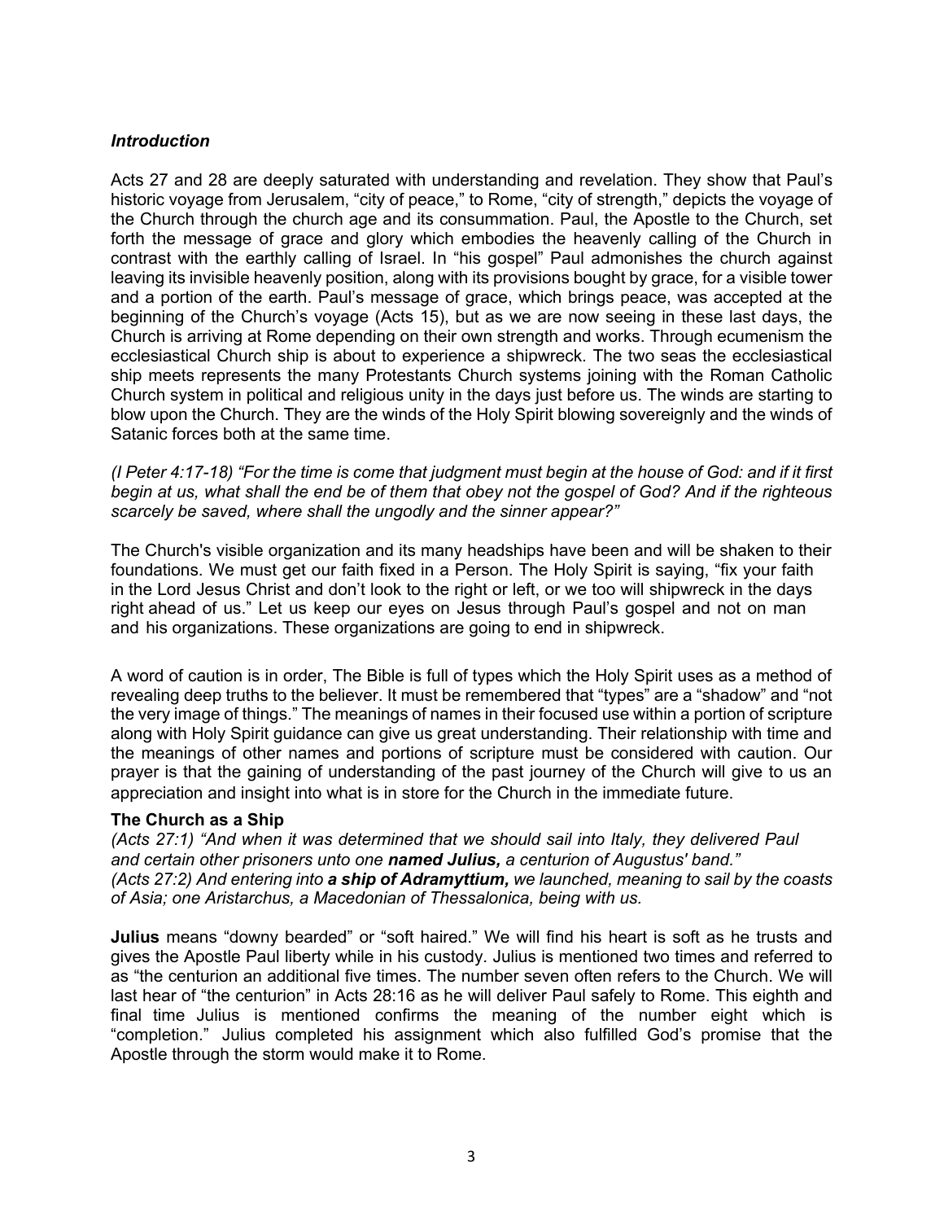## *Introduction*

Acts 27 and 28 are deeply saturated with understanding and revelation. They show that Paul's historic voyage from Jerusalem, "city of peace," to Rome, "city of strength," depicts the voyage of the Church through the church age and its consummation. Paul, the Apostle to the Church, set forth the message of grace and glory which embodies the heavenly calling of the Church in contrast with the earthly calling of Israel. In "his gospel" Paul admonishes the church against leaving its invisible heavenly position, along with its provisions bought by grace, for a visible tower and a portion of the earth. Paul's message of grace, which brings peace, was accepted at the beginning of the Church's voyage (Acts 15), but as we are now seeing in these last days, the Church is arriving at Rome depending on their own strength and works. Through ecumenism the ecclesiastical Church ship is about to experience a shipwreck. The two seas the ecclesiastical ship meets represents the many Protestants Church systems joining with the Roman Catholic Church system in political and religious unity in the days just before us. The winds are starting to blow upon the Church. They are the winds of the Holy Spirit blowing sovereignly and the winds of Satanic forces both at the same time.

*(I Peter 4:17-18) "For the time is come that judgment must begin at the house of God: and if it first begin at us, what shall the end be of them that obey not the gospel of God? And if the righteous scarcely be saved, where shall the ungodly and the sinner appear?"*

The Church's visible organization and its many headships have been and will be shaken to their foundations. We must get our faith fixed in a Person. The Holy Spirit is saying, "fix your faith in the Lord Jesus Christ and don't look to the right or left, or we too will shipwreck in the days right ahead of us." Let us keep our eyes on Jesus through Paul's gospel and not on man and his organizations. These organizations are going to end in shipwreck.

A word of caution is in order, The Bible is full of types which the Holy Spirit uses as a method of revealing deep truths to the believer. It must be remembered that "types" are a "shadow" and "not the very image of things." The meanings of names in their focused use within a portion of scripture along with Holy Spirit guidance can give us great understanding. Their relationship with time and the meanings of other names and portions of scripture must be considered with caution. Our prayer is that the gaining of understanding of the past journey of the Church will give to us an appreciation and insight into what is in store for the Church in the immediate future.

### The Church as a Ship

*(Acts 27:1) "And when it was determined that we should sail into Italy, they delivered Paul and certain other prisoners unto one **named Julius,** a centurion of Augustus' band."*
*(Acts 27:2) And entering into **a ship of Adramyttium,** we launched, meaning to sail by the coasts of Asia; one Aristarchus, a Macedonian of Thessalonica, being with us.*

**Julius** means "downy bearded" or "soft haired." We will find his heart is soft as he trusts and gives the Apostle Paul liberty while in his custody. Julius is mentioned two times and referred to as "the centurion an additional five times. The number seven often refers to the Church. We will last hear of "the centurion" in Acts 28:16 as he will deliver Paul safely to Rome. This eighth and final time Julius is mentioned confirms the meaning of the number eight which is "completion." Julius completed his assignment which also fulfilled God's promise that the Apostle through the storm would make it to Rome.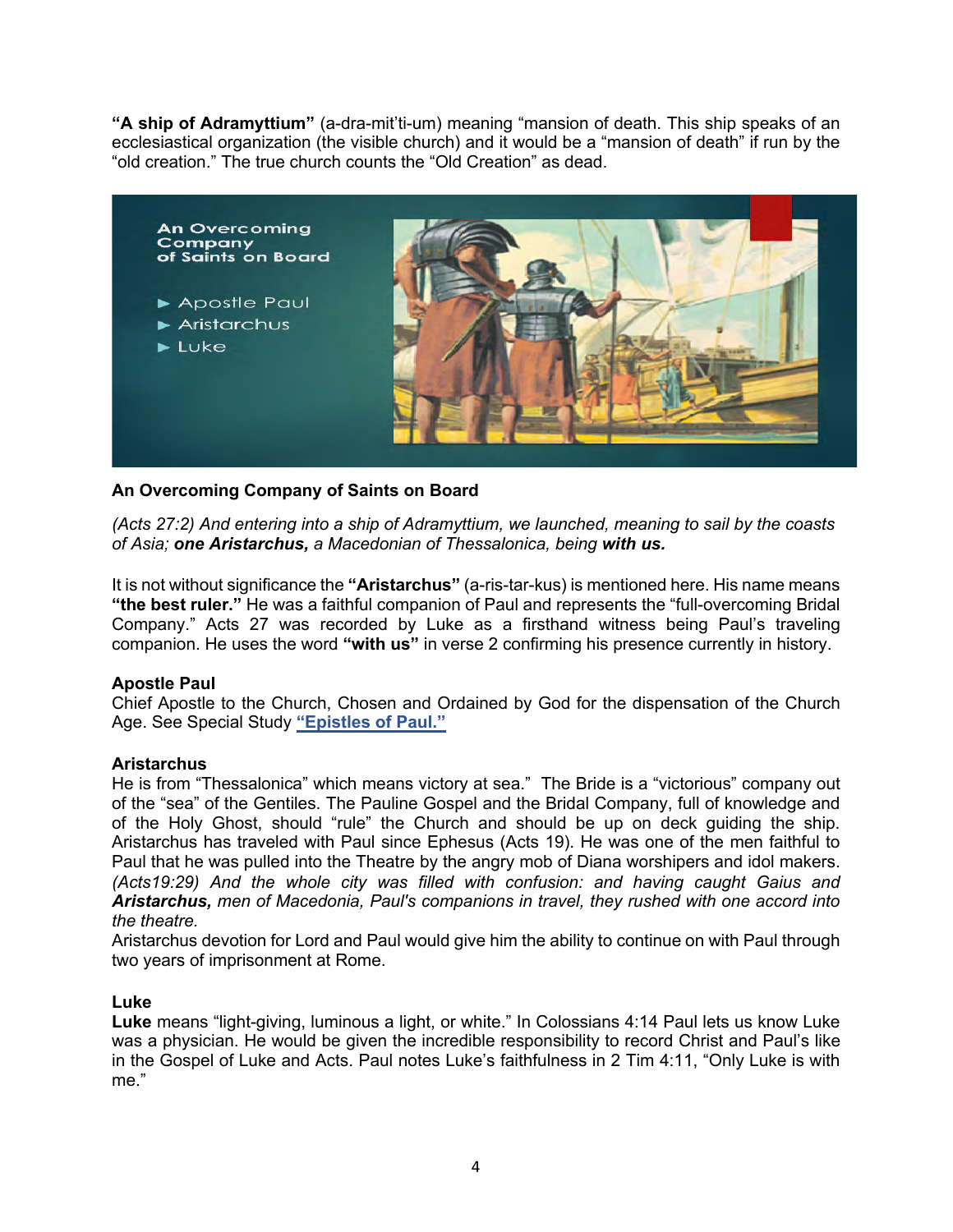**“A ship of Adramyttium”** (a-dra-mit’ti-um) meaning “mansion of death. This ship speaks of an ecclesiastical organization (the visible church) and it would be a “mansion of death” if run by the “old creation.” The true church counts the “Old Creation” as dead.

**An Overcoming Company of Saints on Board**

*(Acts 27:2) And entering into a ship of Adramyttium, we launched, meaning to sail by the coasts of Asia;* ***one Aristarchus,*** *a Macedonian of Thessalonica, being* ***with us.***

It is not without significance the **“Aristarchus”** (a-ris-tar-kus) is mentioned here. His name means **“the best ruler.”** He was a faithful companion of Paul and represents the “full-overcoming Bridal Company.” Acts 27 was recorded by Luke as a firsthand witness being Paul’s traveling companion. He uses the word **“with us”** in verse 2 confirming his presence currently in history.

**Apostle Paul**
Chief Apostle to the Church, Chosen and Ordained by God for the dispensation of the Church Age. See Special Study **“Epistles of Paul.”**

**Aristarchus**
He is from “Thessalonica” which means victory at sea.” The Bride is a “victorious” company out of the “sea” of the Gentiles. The Pauline Gospel and the Bridal Company, full of knowledge and of the Holy Ghost, should “rule” the Church and should be up on deck guiding the ship. Aristarchus has traveled with Paul since Ephesus (Acts 19). He was one of the men faithful to Paul that he was pulled into the Theatre by the angry mob of Diana worshipers and idol makers. *(Acts19:29) And the whole city was filled with confusion: and having caught Gaius and* ***Aristarchus,*** *men of Macedonia, Paul's companions in travel, they rushed with one accord into the theatre.*
Aristarchus devotion for Lord and Paul would give him the ability to continue on with Paul through two years of imprisonment at Rome.

**Luke**
**Luke** means “light-giving, luminous a light, or white.” In Colossians 4:14 Paul lets us know Luke was a physician. He would be given the incredible responsibility to record Christ and Paul’s like in the Gospel of Luke and Acts. Paul notes Luke’s faithfulness in 2 Tim 4:11, “Only Luke is with me.”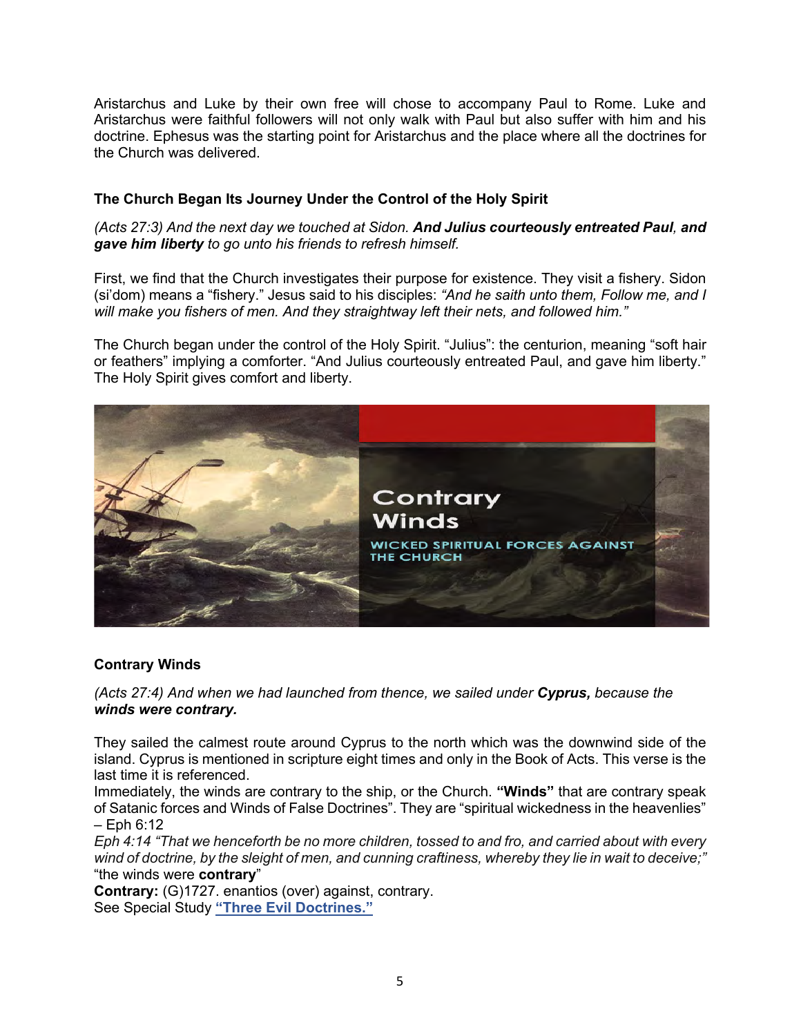Aristarchus and Luke by their own free will chose to accompany Paul to Rome. Luke and Aristarchus were faithful followers will not only walk with Paul but also suffer with him and his doctrine. Ephesus was the starting point for Aristarchus and the place where all the doctrines for the Church was delivered.

### The Church Began Its Journey Under the Control of the Holy Spirit

*(Acts 27:3) And the next day we touched at Sidon.* ***And Julius courteously entreated Paul****, **and gave him liberty*** *to go unto his friends to refresh himself.*

First, we find that the Church investigates their purpose for existence. They visit a fishery. Sidon (si'dom) means a "fishery." Jesus said to his disciples: *"And he saith unto them, Follow me, and I will make you fishers of men. And they straightway left their nets, and followed him."*

The Church began under the control of the Holy Spirit. "Julius": the centurion, meaning "soft hair or feathers" implying a comforter. "And Julius courteously entreated Paul, and gave him liberty." The Holy Spirit gives comfort and liberty.

Contrary Winds

WICKED SPIRITUAL FORCES AGAINST THE CHURCH

### Contrary Winds

*(Acts 27:4) And when we had launched from thence, we sailed under* ***Cyprus,*** *because the* ***winds were contrary.***

They sailed the calmest route around Cyprus to the north which was the downwind side of the island. Cyprus is mentioned in scripture eight times and only in the Book of Acts. This verse is the last time it is referenced.

Immediately, the winds are contrary to the ship, or the Church. **"Winds"** that are contrary speak of Satanic forces and Winds of False Doctrines". They are "spiritual wickedness in the heavenlies" – Eph 6:12

*Eph 4:14 "That we henceforth be no more children, tossed to and fro, and carried about with every wind of doctrine, by the sleight of men, and cunning craftiness, whereby they lie in wait to deceive;"*

"the winds were **contrary**"

**Contrary:** (G)1727. enantios (over) against, contrary.

See Special Study **"Three Evil Doctrines."**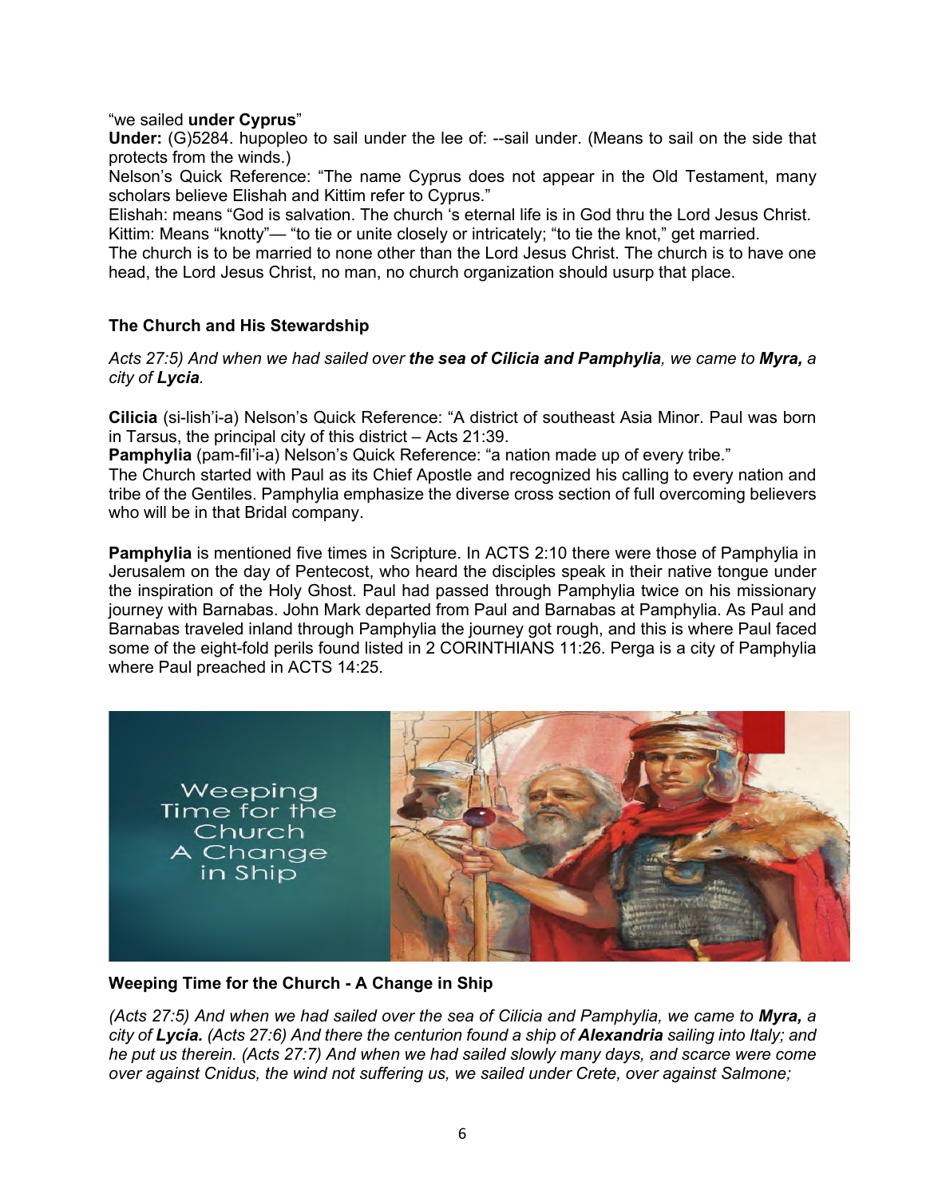"we sailed **under Cyprus**"

**Under:** (G)5284. hupopleo to sail under the lee of: --sail under. (Means to sail on the side that protects from the winds.)

Nelson's Quick Reference: "The name Cyprus does not appear in the Old Testament, many scholars believe Elishah and Kittim refer to Cyprus."

Elishah: means "God is salvation. The church 's eternal life is in God thru the Lord Jesus Christ.

Kittim: Means "knotty"— "to tie or unite closely or intricately; "to tie the knot," get married.

The church is to be married to none other than the Lord Jesus Christ. The church is to have one head, the Lord Jesus Christ, no man, no church organization should usurp that place.

### The Church and His Stewardship

*Acts 27:5) And when we had sailed over **the sea of Cilicia and Pamphylia**, we came to **Myra,** a city of **Lycia**.*

**Cilicia** (si-lish'i-a) Nelson's Quick Reference: "A district of southeast Asia Minor. Paul was born in Tarsus, the principal city of this district – Acts 21:39.

**Pamphylia** (pam-fil'i-a) Nelson's Quick Reference: "a nation made up of every tribe."

The Church started with Paul as its Chief Apostle and recognized his calling to every nation and tribe of the Gentiles. Pamphylia emphasize the diverse cross section of full overcoming believers who will be in that Bridal company.

**Pamphylia** is mentioned five times in Scripture. In ACTS 2:10 there were those of Pamphylia in Jerusalem on the day of Pentecost, who heard the disciples speak in their native tongue under the inspiration of the Holy Ghost. Paul had passed through Pamphylia twice on his missionary journey with Barnabas. John Mark departed from Paul and Barnabas at Pamphylia. As Paul and Barnabas traveled inland through Pamphylia the journey got rough, and this is where Paul faced some of the eight-fold perils found listed in 2 CORINTHIANS 11:26. Perga is a city of Pamphylia where Paul preached in ACTS 14:25.

Weeping Time for the Church A Change in Ship

### Weeping Time for the Church - A Change in Ship

*(Acts 27:5) And when we had sailed over the sea of Cilicia and Pamphylia, we came to **Myra,** a city of **Lycia.** (Acts 27:6) And there the centurion found a ship of **Alexandria** sailing into Italy; and he put us therein. (Acts 27:7) And when we had sailed slowly many days, and scarce were come over against Cnidus, the wind not suffering us, we sailed under Crete, over against Salmone;*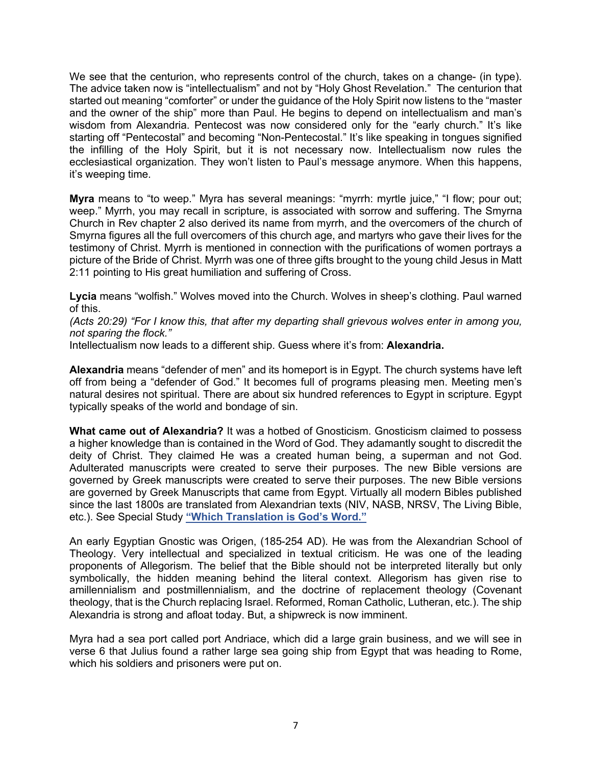We see that the centurion, who represents control of the church, takes on a change- (in type). The advice taken now is "intellectualism" and not by "Holy Ghost Revelation." The centurion that started out meaning "comforter" or under the guidance of the Holy Spirit now listens to the "master and the owner of the ship" more than Paul. He begins to depend on intellectualism and man's wisdom from Alexandria. Pentecost was now considered only for the "early church." It's like starting off "Pentecostal" and becoming "Non-Pentecostal." It's like speaking in tongues signified the infilling of the Holy Spirit, but it is not necessary now. Intellectualism now rules the ecclesiastical organization. They won't listen to Paul's message anymore. When this happens, it's weeping time.

**Myra** means to "to weep." Myra has several meanings: "myrrh: myrtle juice," "I flow; pour out; weep." Myrrh, you may recall in scripture, is associated with sorrow and suffering. The Smyrna Church in Rev chapter 2 also derived its name from myrrh, and the overcomers of the church of Smyrna figures all the full overcomers of this church age, and martyrs who gave their lives for the testimony of Christ. Myrrh is mentioned in connection with the purifications of women portrays a picture of the Bride of Christ. Myrrh was one of three gifts brought to the young child Jesus in Matt 2:11 pointing to His great humiliation and suffering of Cross.

**Lycia** means "wolfish." Wolves moved into the Church. Wolves in sheep's clothing. Paul warned of this.

*(Acts 20:29) "For I know this, that after my departing shall grievous wolves enter in among you, not sparing the flock."*

Intellectualism now leads to a different ship. Guess where it's from: **Alexandria.**

**Alexandria** means "defender of men" and its homeport is in Egypt. The church systems have left off from being a "defender of God." It becomes full of programs pleasing men. Meeting men's natural desires not spiritual. There are about six hundred references to Egypt in scripture. Egypt typically speaks of the world and bondage of sin.

**What came out of Alexandria?** It was a hotbed of Gnosticism. Gnosticism claimed to possess a higher knowledge than is contained in the Word of God. They adamantly sought to discredit the deity of Christ. They claimed He was a created human being, a superman and not God. Adulterated manuscripts were created to serve their purposes. The new Bible versions are governed by Greek manuscripts were created to serve their purposes. The new Bible versions are governed by Greek Manuscripts that came from Egypt. Virtually all modern Bibles published since the last 1800s are translated from Alexandrian texts (NIV, NASB, NRSV, The Living Bible, etc.). See Special Study **"Which Translation is God's Word."**

An early Egyptian Gnostic was Origen, (185-254 AD). He was from the Alexandrian School of Theology. Very intellectual and specialized in textual criticism. He was one of the leading proponents of Allegorism. The belief that the Bible should not be interpreted literally but only symbolically, the hidden meaning behind the literal context. Allegorism has given rise to amillennialism and postmillennialism, and the doctrine of replacement theology (Covenant theology, that is the Church replacing Israel. Reformed, Roman Catholic, Lutheran, etc.). The ship Alexandria is strong and afloat today. But, a shipwreck is now imminent.

Myra had a sea port called port Andriace, which did a large grain business, and we will see in verse 6 that Julius found a rather large sea going ship from Egypt that was heading to Rome, which his soldiers and prisoners were put on.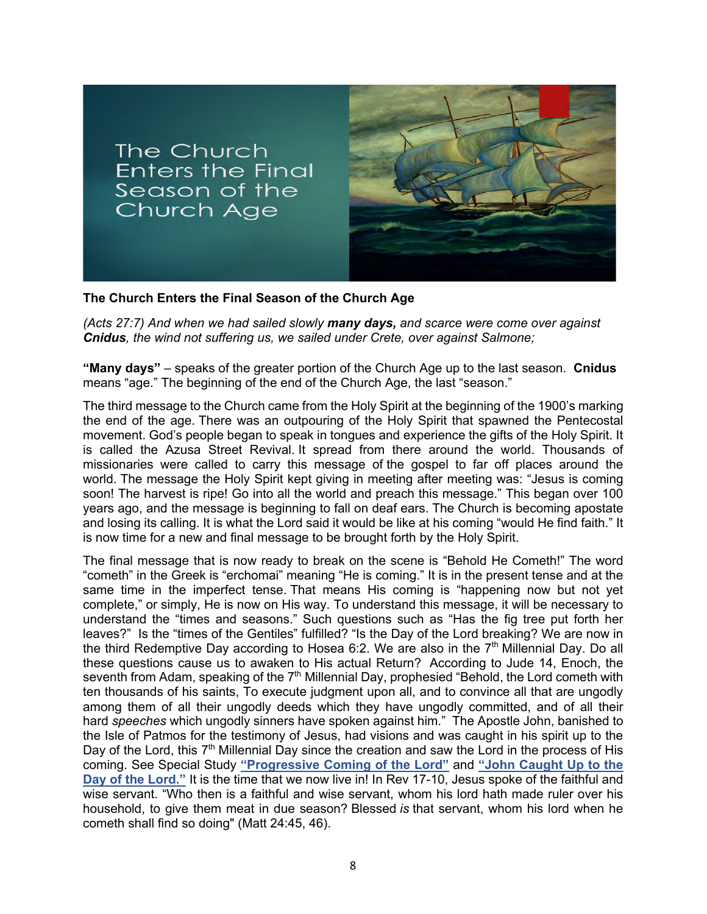**The Church Enters the Final Season of the Church Age**

*(Acts 27:7) And when we had sailed slowly* ***many days,*** *and scarce were come over against* ***Cnidus****, the wind not suffering us, we sailed under Crete, over against Salmone;*

**"Many days"** – speaks of the greater portion of the Church Age up to the last season. **Cnidus** means "age." The beginning of the end of the Church Age, the last "season."

The third message to the Church came from the Holy Spirit at the beginning of the 1900's marking the end of the age. There was an outpouring of the Holy Spirit that spawned the Pentecostal movement. God's people began to speak in tongues and experience the gifts of the Holy Spirit. It is called the Azusa Street Revival. It spread from there around the world. Thousands of missionaries were called to carry this message of the gospel to far off places around the world. The message the Holy Spirit kept giving in meeting after meeting was: "Jesus is coming soon! The harvest is ripe! Go into all the world and preach this message." This began over 100 years ago, and the message is beginning to fall on deaf ears. The Church is becoming apostate and losing its calling. It is what the Lord said it would be like at his coming "would He find faith." It is now time for a new and final message to be brought forth by the Holy Spirit.

The final message that is now ready to break on the scene is "Behold He Cometh!" The word "cometh" in the Greek is "erchomai" meaning "He is coming." It is in the present tense and at the same time in the imperfect tense. That means His coming is "happening now but not yet complete," or simply, He is now on His way. To understand this message, it will be necessary to understand the "times and seasons." Such questions such as "Has the fig tree put forth her leaves?" Is the "times of the Gentiles" fulfilled? "Is the Day of the Lord breaking? We are now in the third Redemptive Day according to Hosea 6:2. We are also in the 7th Millennial Day. Do all these questions cause us to awaken to His actual Return? According to Jude 14, Enoch, the seventh from Adam, speaking of the 7th Millennial Day, prophesied "Behold, the Lord cometh with ten thousands of his saints, To execute judgment upon all, and to convince all that are ungodly among them of all their ungodly deeds which they have ungodly committed, and of all their hard *speeches* which ungodly sinners have spoken against him." The Apostle John, banished to the Isle of Patmos for the testimony of Jesus, had visions and was caught in his spirit up to the Day of the Lord, this 7th Millennial Day since the creation and saw the Lord in the process of His coming. See Special Study **"Progressive Coming of the Lord"** and **"John Caught Up to the Day of the Lord."** It is the time that we now live in! In Rev 17-10, Jesus spoke of the faithful and wise servant. "Who then is a faithful and wise servant, whom his lord hath made ruler over his household, to give them meat in due season? Blessed *is* that servant, whom his lord when he cometh shall find so doing" (Matt 24:45, 46).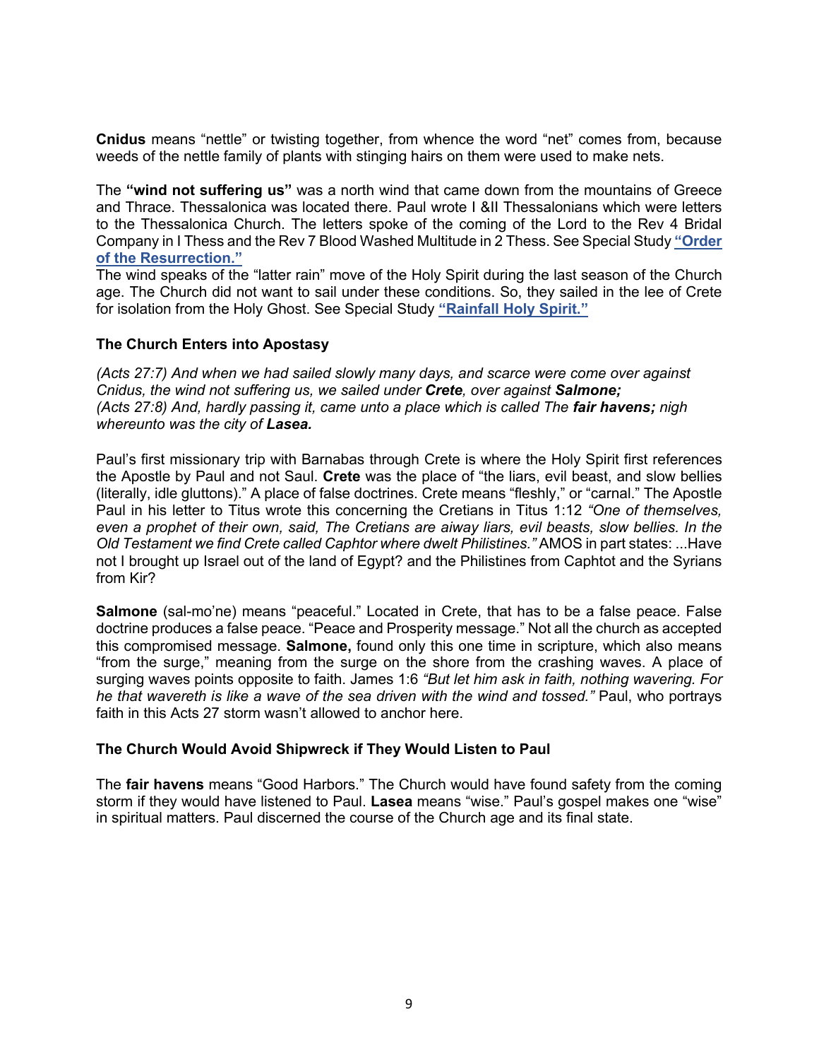**Cnidus** means "nettle" or twisting together, from whence the word "net" comes from, because weeds of the nettle family of plants with stinging hairs on them were used to make nets.

The **"wind not suffering us"** was a north wind that came down from the mountains of Greece and Thrace. Thessalonica was located there. Paul wrote I &II Thessalonians which were letters to the Thessalonica Church. The letters spoke of the coming of the Lord to the Rev 4 Bridal Company in I Thess and the Rev 7 Blood Washed Multitude in 2 Thess. See Special Study **"Order of the Resurrection."**
The wind speaks of the "latter rain" move of the Holy Spirit during the last season of the Church age. The Church did not want to sail under these conditions. So, they sailed in the lee of Crete for isolation from the Holy Ghost. See Special Study **"Rainfall Holy Spirit."**

**The Church Enters into Apostasy**

*(Acts 27:7) And when we had sailed slowly many days, and scarce were come over against Cnidus, the wind not suffering us, we sailed under **Crete**, over against **Salmone;***
*(Acts 27:8) And, hardly passing it, came unto a place which is called The **fair havens;** nigh whereunto was the city of **Lasea.***

Paul's first missionary trip with Barnabas through Crete is where the Holy Spirit first references the Apostle by Paul and not Saul. **Crete** was the place of "the liars, evil beast, and slow bellies (literally, idle gluttons)." A place of false doctrines. Crete means "fleshly," or "carnal." The Apostle Paul in his letter to Titus wrote this concerning the Cretians in Titus 1:12 *"One of themselves, even a prophet of their own, said, The Cretians are aiway liars, evil beasts, slow bellies. In the Old Testament we find Crete called Caphtor where dwelt Philistines."* AMOS in part states: ...Have not I brought up Israel out of the land of Egypt? and the Philistines from Caphtot and the Syrians from Kir?

**Salmone** (sal-mo'ne) means "peaceful." Located in Crete, that has to be a false peace. False doctrine produces a false peace. "Peace and Prosperity message." Not all the church as accepted this compromised message. **Salmone,** found only this one time in scripture, which also means "from the surge," meaning from the surge on the shore from the crashing waves. A place of surging waves points opposite to faith. James 1:6 *"But let him ask in faith, nothing wavering. For he that wavereth is like a wave of the sea driven with the wind and tossed."* Paul, who portrays faith in this Acts 27 storm wasn't allowed to anchor here.

**The Church Would Avoid Shipwreck if They Would Listen to Paul**

The **fair havens** means "Good Harbors." The Church would have found safety from the coming storm if they would have listened to Paul. **Lasea** means "wise." Paul's gospel makes one "wise" in spiritual matters. Paul discerned the course of the Church age and its final state.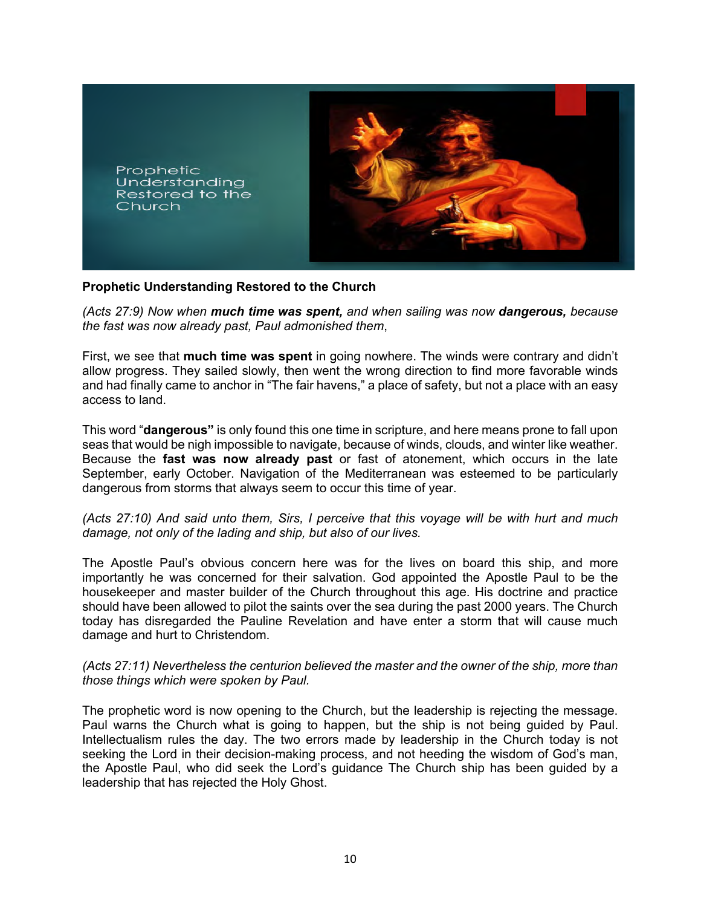**Prophetic Understanding Restored to the Church**

*(Acts 27:9) Now when* ***much time was spent,*** *and when sailing was now* ***dangerous,*** *because the fast was now already past, Paul admonished them*,

First, we see that **much time was spent** in going nowhere. The winds were contrary and didn't allow progress. They sailed slowly, then went the wrong direction to find more favorable winds and had finally came to anchor in "The fair havens," a place of safety, but not a place with an easy access to land.

This word "**dangerous"** is only found this one time in scripture, and here means prone to fall upon seas that would be nigh impossible to navigate, because of winds, clouds, and winter like weather. Because the **fast was now already past** or fast of atonement, which occurs in the late September, early October. Navigation of the Mediterranean was esteemed to be particularly dangerous from storms that always seem to occur this time of year.

*(Acts 27:10) And said unto them, Sirs, I perceive that this voyage will be with hurt and much damage, not only of the lading and ship, but also of our lives.*

The Apostle Paul's obvious concern here was for the lives on board this ship, and more importantly he was concerned for their salvation. God appointed the Apostle Paul to be the housekeeper and master builder of the Church throughout this age. His doctrine and practice should have been allowed to pilot the saints over the sea during the past 2000 years. The Church today has disregarded the Pauline Revelation and have enter a storm that will cause much damage and hurt to Christendom.

*(Acts 27:11) Nevertheless the centurion believed the master and the owner of the ship, more than those things which were spoken by Paul.*

The prophetic word is now opening to the Church, but the leadership is rejecting the message. Paul warns the Church what is going to happen, but the ship is not being guided by Paul. Intellectualism rules the day. The two errors made by leadership in the Church today is not seeking the Lord in their decision-making process, and not heeding the wisdom of God's man, the Apostle Paul, who did seek the Lord's guidance The Church ship has been guided by a leadership that has rejected the Holy Ghost.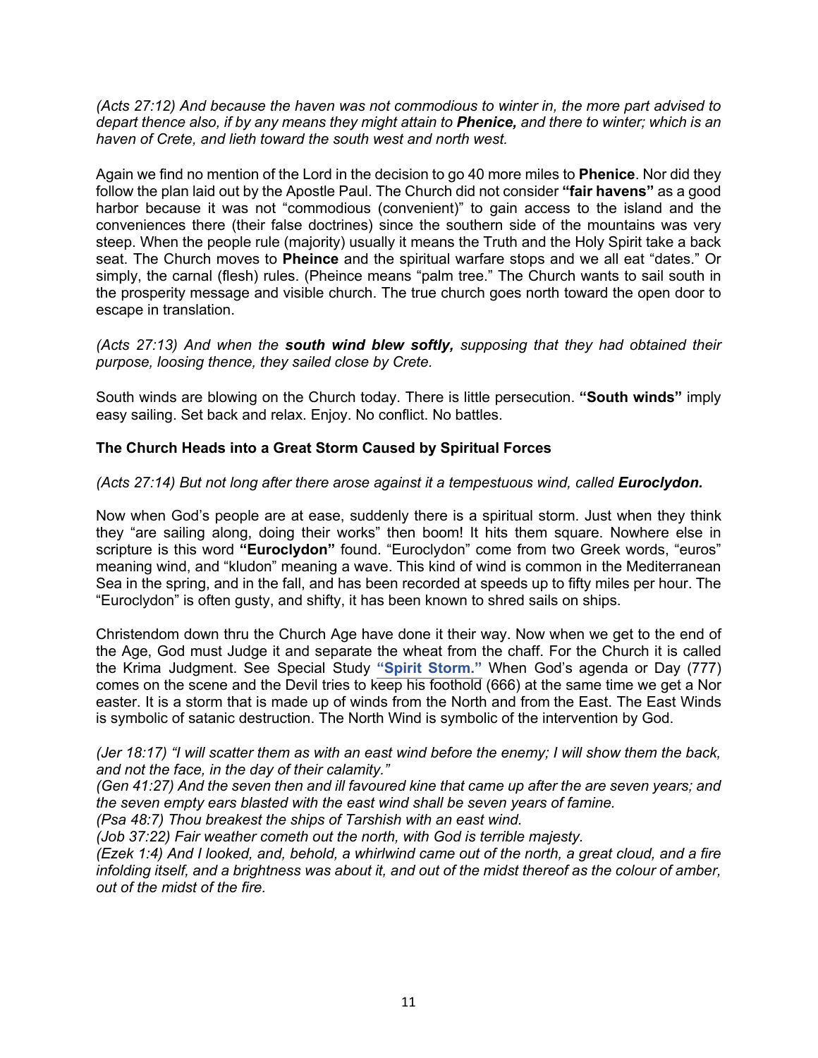*(Acts 27:12) And because the haven was not commodious to winter in, the more part advised to depart thence also, if by any means they might attain to **Phenice,** and there to winter; which is an haven of Crete, and lieth toward the south west and north west.*

Again we find no mention of the Lord in the decision to go 40 more miles to **Phenice**. Nor did they follow the plan laid out by the Apostle Paul. The Church did not consider **"fair havens"** as a good harbor because it was not "commodious (convenient)" to gain access to the island and the conveniences there (their false doctrines) since the southern side of the mountains was very steep. When the people rule (majority) usually it means the Truth and the Holy Spirit take a back seat. The Church moves to **Pheince** and the spiritual warfare stops and we all eat "dates." Or simply, the carnal (flesh) rules. (Pheince means "palm tree." The Church wants to sail south in the prosperity message and visible church. The true church goes north toward the open door to escape in translation.

*(Acts 27:13) And when the **south wind blew softly,** supposing that they had obtained their purpose, loosing thence, they sailed close by Crete.*

South winds are blowing on the Church today. There is little persecution. **"South winds"** imply easy sailing. Set back and relax. Enjoy. No conflict. No battles.

**The Church Heads into a Great Storm Caused by Spiritual Forces**

*(Acts 27:14) But not long after there arose against it a tempestuous wind, called **Euroclydon.***

Now when God's people are at ease, suddenly there is a spiritual storm. Just when they think they "are sailing along, doing their works" then boom! It hits them square. Nowhere else in scripture is this word **"Euroclydon"** found. "Euroclydon" come from two Greek words, "euros" meaning wind, and "kludon" meaning a wave. This kind of wind is common in the Mediterranean Sea in the spring, and in the fall, and has been recorded at speeds up to fifty miles per hour. The "Euroclydon" is often gusty, and shifty, it has been known to shred sails on ships.

Christendom down thru the Church Age have done it their way. Now when we get to the end of the Age, God must Judge it and separate the wheat from the chaff. For the Church it is called the Krima Judgment. See Special Study **"Spirit Storm."** When God's agenda or Day (777) comes on the scene and the Devil tries to keep his foothold (666) at the same time we get a Nor easter. It is a storm that is made up of winds from the North and from the East. The East Winds is symbolic of satanic destruction. The North Wind is symbolic of the intervention by God.

*(Jer 18:17) "I will scatter them as with an east wind before the enemy; I will show them the back, and not the face, in the day of their calamity."*
*(Gen 41:27) And the seven then and ill favoured kine that came up after the are seven years; and the seven empty ears blasted with the east wind shall be seven years of famine.*
*(Psa 48:7) Thou breakest the ships of Tarshish with an east wind.*
*(Job 37:22) Fair weather cometh out the north, with God is terrible majesty.*
*(Ezek 1:4) And I looked, and, behold, a whirlwind came out of the north, a great cloud, and a fire infolding itself, and a brightness was about it, and out of the midst thereof as the colour of amber, out of the midst of the fire.*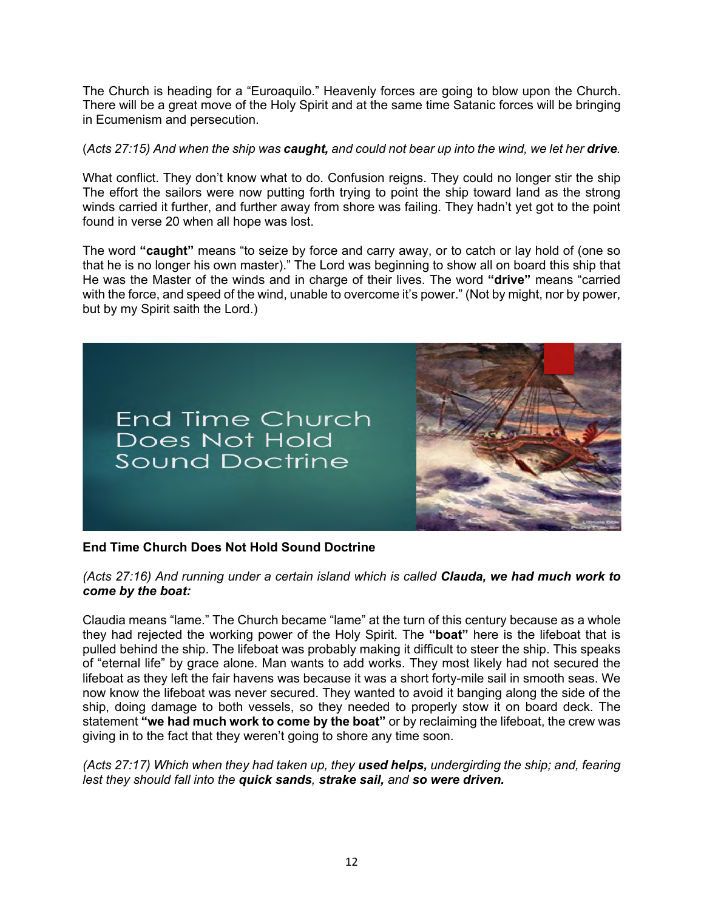The Church is heading for a "Euroaquilo." Heavenly forces are going to blow upon the Church. There will be a great move of the Holy Spirit and at the same time Satanic forces will be bringing in Ecumenism and persecution.

(*Acts 27:15) And when the ship was **caught,** and could not bear up into the wind, we let her **drive**.*

What conflict. They don't know what to do. Confusion reigns. They could no longer stir the ship The effort the sailors were now putting forth trying to point the ship toward land as the strong winds carried it further, and further away from shore was failing. They hadn't yet got to the point found in verse 20 when all hope was lost.

The word **"caught"** means "to seize by force and carry away, or to catch or lay hold of (one so that he is no longer his own master)." The Lord was beginning to show all on board this ship that He was the Master of the winds and in charge of their lives. The word **"drive"** means "carried with the force, and speed of the wind, unable to overcome it's power." (Not by might, nor by power, but by my Spirit saith the Lord.)

End Time Church Does Not Hold Sound Doctrine

**End Time Church Does Not Hold Sound Doctrine**

*(Acts 27:16) And running under a certain island which is called **Clauda, we had much work to come by the boat:***

Claudia means "lame." The Church became "lame" at the turn of this century because as a whole they had rejected the working power of the Holy Spirit. The **"boat"** here is the lifeboat that is pulled behind the ship. The lifeboat was probably making it difficult to steer the ship. This speaks of "eternal life" by grace alone. Man wants to add works. They most likely had not secured the lifeboat as they left the fair havens was because it was a short forty-mile sail in smooth seas. We now know the lifeboat was never secured. They wanted to avoid it banging along the side of the ship, doing damage to both vessels, so they needed to properly stow it on board deck. The statement **"we had much work to come by the boat"** or by reclaiming the lifeboat, the crew was giving in to the fact that they weren't going to shore any time soon.

*(Acts 27:17) Which when they had taken up, they **used helps,** undergirding the ship; and, fearing lest they should fall into the **quick sands**, **strake sail,** and **so were driven.***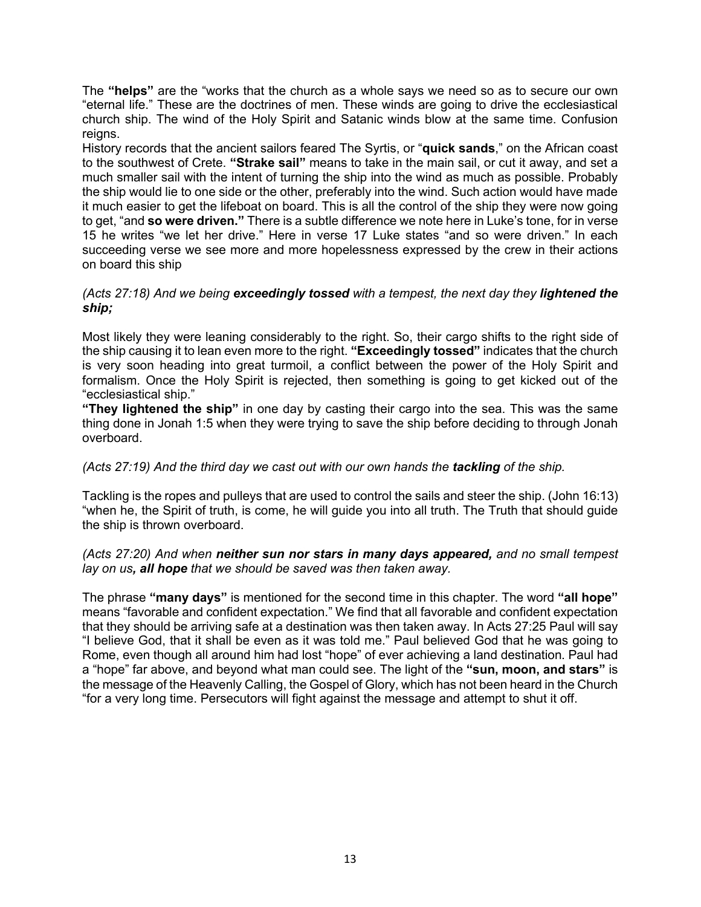The **"helps"** are the "works that the church as a whole says we need so as to secure our own "eternal life." These are the doctrines of men. These winds are going to drive the ecclesiastical church ship. The wind of the Holy Spirit and Satanic winds blow at the same time. Confusion reigns.
History records that the ancient sailors feared The Syrtis, or "**quick sands**," on the African coast to the southwest of Crete. **"Strake sail"** means to take in the main sail, or cut it away, and set a much smaller sail with the intent of turning the ship into the wind as much as possible. Probably the ship would lie to one side or the other, preferably into the wind. Such action would have made it much easier to get the lifeboat on board. This is all the control of the ship they were now going to get, "and **so were driven."** There is a subtle difference we note here in Luke's tone, for in verse 15 he writes "we let her drive." Here in verse 17 Luke states "and so were driven." In each succeeding verse we see more and more hopelessness expressed by the crew in their actions on board this ship

*(Acts 27:18) And we being **exceedingly tossed** with a tempest, the next day they **lightened the ship;***

Most likely they were leaning considerably to the right. So, their cargo shifts to the right side of the ship causing it to lean even more to the right. **"Exceedingly tossed"** indicates that the church is very soon heading into great turmoil, a conflict between the power of the Holy Spirit and formalism. Once the Holy Spirit is rejected, then something is going to get kicked out of the "ecclesiastical ship."
**"They lightened the ship"** in one day by casting their cargo into the sea. This was the same thing done in Jonah 1:5 when they were trying to save the ship before deciding to through Jonah overboard.

*(Acts 27:19) And the third day we cast out with our own hands the **tackling** of the ship.*

Tackling is the ropes and pulleys that are used to control the sails and steer the ship. (John 16:13) "when he, the Spirit of truth, is come, he will guide you into all truth. The Truth that should guide the ship is thrown overboard.

*(Acts 27:20) And when **neither sun nor stars in many days appeared,** and no small tempest lay on us**, all hope** that we should be saved was then taken away.*

The phrase **"many days"** is mentioned for the second time in this chapter. The word **"all hope"** means "favorable and confident expectation." We find that all favorable and confident expectation that they should be arriving safe at a destination was then taken away. In Acts 27:25 Paul will say "I believe God, that it shall be even as it was told me." Paul believed God that he was going to Rome, even though all around him had lost "hope" of ever achieving a land destination. Paul had a "hope" far above, and beyond what man could see. The light of the **"sun, moon, and stars"** is the message of the Heavenly Calling, the Gospel of Glory, which has not been heard in the Church "for a very long time. Persecutors will fight against the message and attempt to shut it off.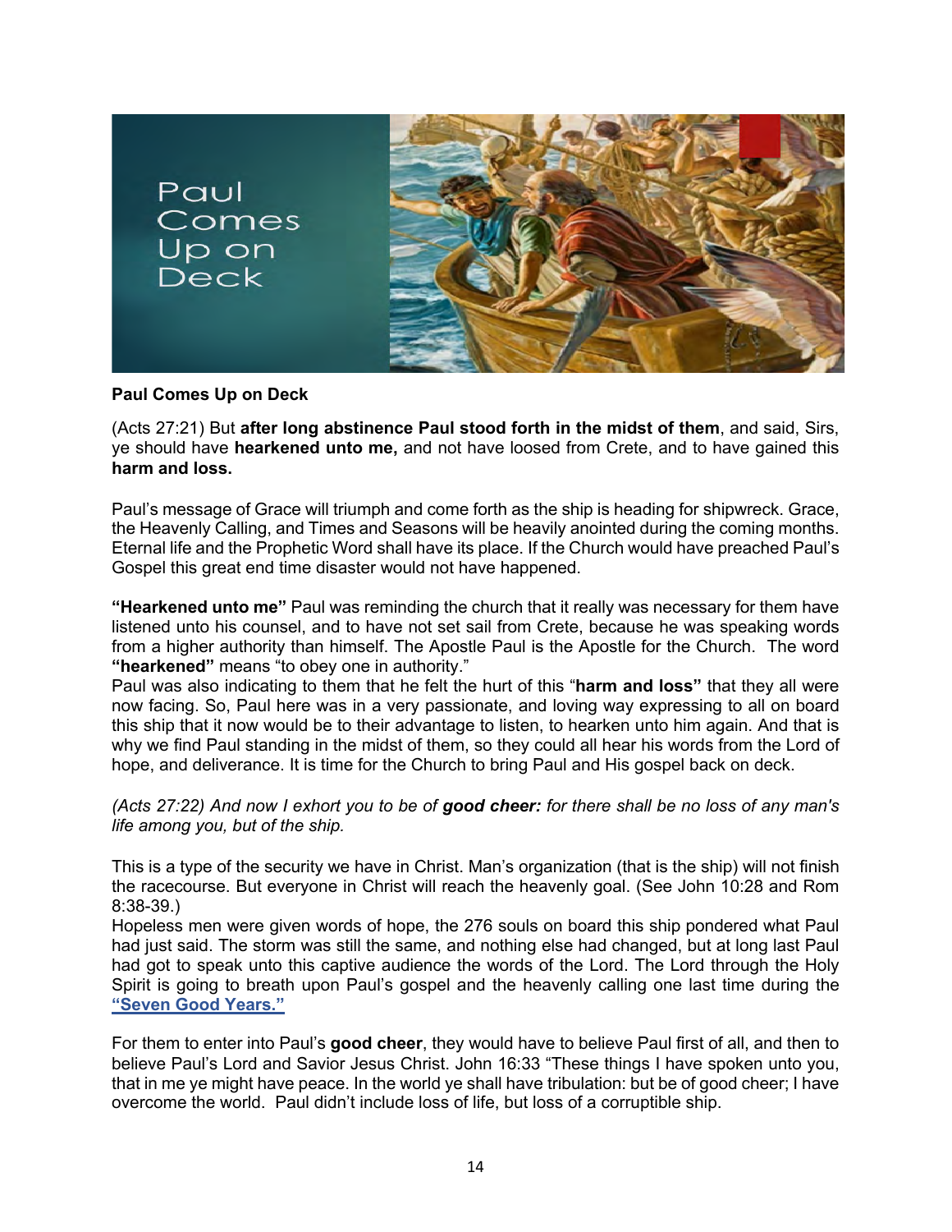**Paul Comes Up on Deck**

(Acts 27:21) But **after long abstinence Paul stood forth in the midst of them**, and said, Sirs, ye should have **hearkened unto me,** and not have loosed from Crete, and to have gained this **harm and loss.**

Paul's message of Grace will triumph and come forth as the ship is heading for shipwreck. Grace, the Heavenly Calling, and Times and Seasons will be heavily anointed during the coming months. Eternal life and the Prophetic Word shall have its place. If the Church would have preached Paul's Gospel this great end time disaster would not have happened.

**"Hearkened unto me"** Paul was reminding the church that it really was necessary for them have listened unto his counsel, and to have not set sail from Crete, because he was speaking words from a higher authority than himself. The Apostle Paul is the Apostle for the Church. The word **"hearkened"** means "to obey one in authority."
Paul was also indicating to them that he felt the hurt of this "**harm and loss"** that they all were now facing. So, Paul here was in a very passionate, and loving way expressing to all on board this ship that it now would be to their advantage to listen, to hearken unto him again. And that is why we find Paul standing in the midst of them, so they could all hear his words from the Lord of hope, and deliverance. It is time for the Church to bring Paul and His gospel back on deck.

*(Acts 27:22) And now I exhort you to be of **good cheer:** for there shall be no loss of any man's life among you, but of the ship.*

This is a type of the security we have in Christ. Man's organization (that is the ship) will not finish the racecourse. But everyone in Christ will reach the heavenly goal. (See John 10:28 and Rom 8:38-39.)
Hopeless men were given words of hope, the 276 souls on board this ship pondered what Paul had just said. The storm was still the same, and nothing else had changed, but at long last Paul had got to speak unto this captive audience the words of the Lord. The Lord through the Holy Spirit is going to breath upon Paul's gospel and the heavenly calling one last time during the **"Seven Good Years."**

For them to enter into Paul's **good cheer**, they would have to believe Paul first of all, and then to believe Paul's Lord and Savior Jesus Christ. John 16:33 "These things I have spoken unto you, that in me ye might have peace. In the world ye shall have tribulation: but be of good cheer; I have overcome the world. Paul didn't include loss of life, but loss of a corruptible ship.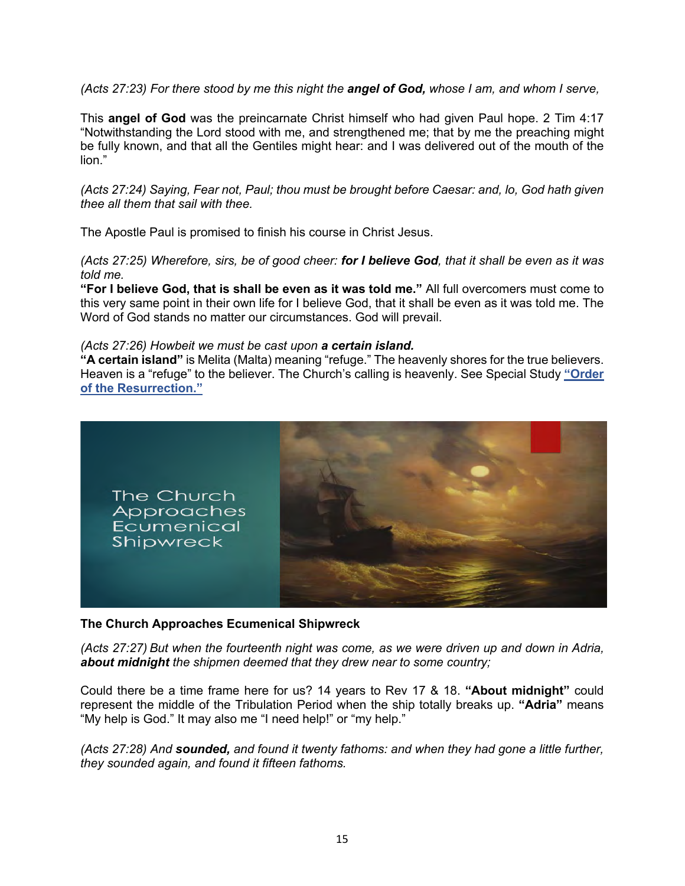*(Acts 27:23) For there stood by me this night the **angel of God,** whose I am, and whom I serve,*

This **angel of God** was the preincarnate Christ himself who had given Paul hope. 2 Tim 4:17 "Notwithstanding the Lord stood with me, and strengthened me; that by me the preaching might be fully known, and that all the Gentiles might hear: and I was delivered out of the mouth of the lion."

*(Acts 27:24) Saying, Fear not, Paul; thou must be brought before Caesar: and, lo, God hath given thee all them that sail with thee.*

The Apostle Paul is promised to finish his course in Christ Jesus.

*(Acts 27:25) Wherefore, sirs, be of good cheer: **for I believe God**, that it shall be even as it was told me.*
**"For I believe God, that is shall be even as it was told me."** All full overcomers must come to this very same point in their own life for I believe God, that it shall be even as it was told me. The Word of God stands no matter our circumstances. God will prevail.

*(Acts 27:26) Howbeit we must be cast upon **a certain island.***
**"A certain island"** is Melita (Malta) meaning "refuge." The heavenly shores for the true believers. Heaven is a "refuge" to the believer. The Church's calling is heavenly. See Special Study **"Order of the Resurrection."**

The Church Approaches Ecumenical Shipwreck

**The Church Approaches Ecumenical Shipwreck**

*(Acts 27:27) But when the fourteenth night was come, as we were driven up and down in Adria, **about midnight** the shipmen deemed that they drew near to some country;*

Could there be a time frame here for us? 14 years to Rev 17 & 18. **"About midnight"** could represent the middle of the Tribulation Period when the ship totally breaks up. **"Adria"** means "My help is God." It may also me "I need help!" or "my help."

*(Acts 27:28) And **sounded,** and found it twenty fathoms: and when they had gone a little further, they sounded again, and found it fifteen fathoms.*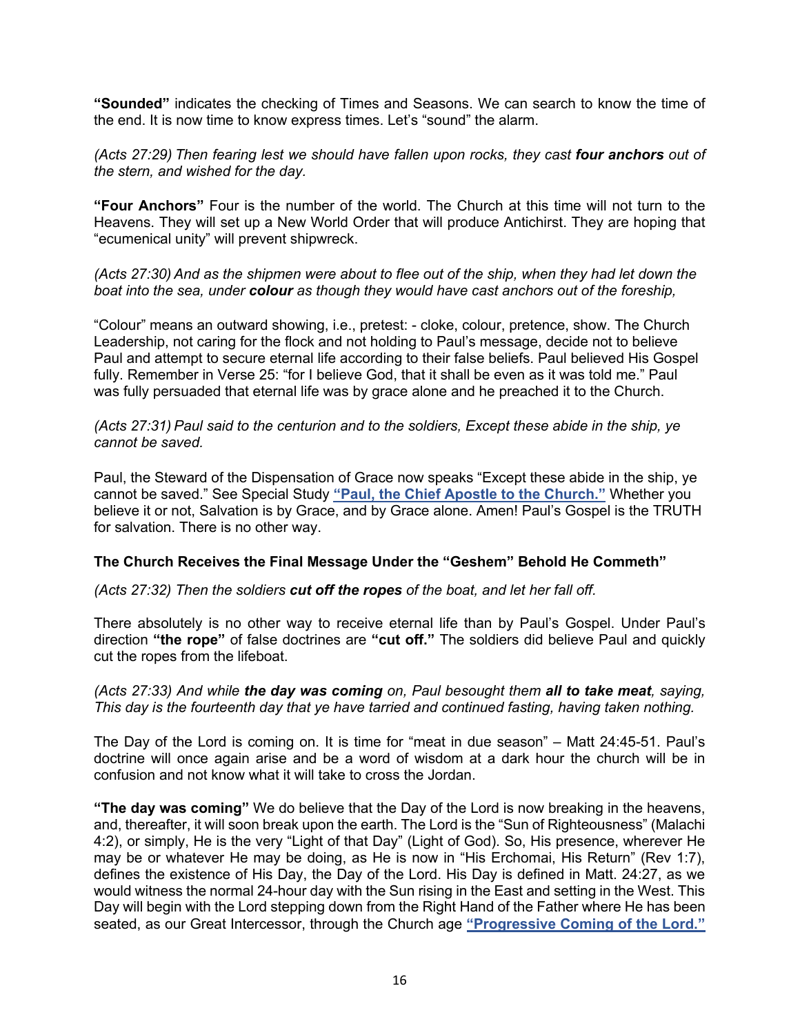**"Sounded"** indicates the checking of Times and Seasons. We can search to know the time of the end. It is now time to know express times. Let's "sound" the alarm.

*(Acts 27:29) Then fearing lest we should have fallen upon rocks, they cast **four anchors** out of the stern, and wished for the day.*

**"Four Anchors"** Four is the number of the world. The Church at this time will not turn to the Heavens. They will set up a New World Order that will produce Antichirst. They are hoping that "ecumenical unity" will prevent shipwreck.

*(Acts 27:30) And as the shipmen were about to flee out of the ship, when they had let down the boat into the sea, under **colour** as though they would have cast anchors out of the foreship,*

"Colour" means an outward showing, i.e., pretest: - cloke, colour, pretence, show. The Church Leadership, not caring for the flock and not holding to Paul's message, decide not to believe Paul and attempt to secure eternal life according to their false beliefs. Paul believed His Gospel fully. Remember in Verse 25: "for I believe God, that it shall be even as it was told me." Paul was fully persuaded that eternal life was by grace alone and he preached it to the Church.

*(Acts 27:31) Paul said to the centurion and to the soldiers, Except these abide in the ship, ye cannot be saved.*

Paul, the Steward of the Dispensation of Grace now speaks "Except these abide in the ship, ye cannot be saved." See Special Study **"Paul, the Chief Apostle to the Church."** Whether you believe it or not, Salvation is by Grace, and by Grace alone. Amen! Paul's Gospel is the TRUTH for salvation. There is no other way.

**The Church Receives the Final Message Under the "Geshem" Behold He Commeth"**

*(Acts 27:32) Then the soldiers **cut off the ropes** of the boat, and let her fall off.*

There absolutely is no other way to receive eternal life than by Paul's Gospel. Under Paul's direction **"the rope"** of false doctrines are **"cut off."** The soldiers did believe Paul and quickly cut the ropes from the lifeboat.

*(Acts 27:33) And while **the day was coming** on, Paul besought them **all to take meat**, saying, This day is the fourteenth day that ye have tarried and continued fasting, having taken nothing.*

The Day of the Lord is coming on. It is time for "meat in due season" – Matt 24:45-51. Paul's doctrine will once again arise and be a word of wisdom at a dark hour the church will be in confusion and not know what it will take to cross the Jordan.

**"The day was coming"** We do believe that the Day of the Lord is now breaking in the heavens, and, thereafter, it will soon break upon the earth. The Lord is the "Sun of Righteousness" (Malachi 4:2), or simply, He is the very "Light of that Day" (Light of God). So, His presence, wherever He may be or whatever He may be doing, as He is now in "His Erchomai, His Return" (Rev 1:7), defines the existence of His Day, the Day of the Lord. His Day is defined in Matt. 24:27, as we would witness the normal 24-hour day with the Sun rising in the East and setting in the West. This Day will begin with the Lord stepping down from the Right Hand of the Father where He has been seated, as our Great Intercessor, through the Church age **"Progressive Coming of the Lord."**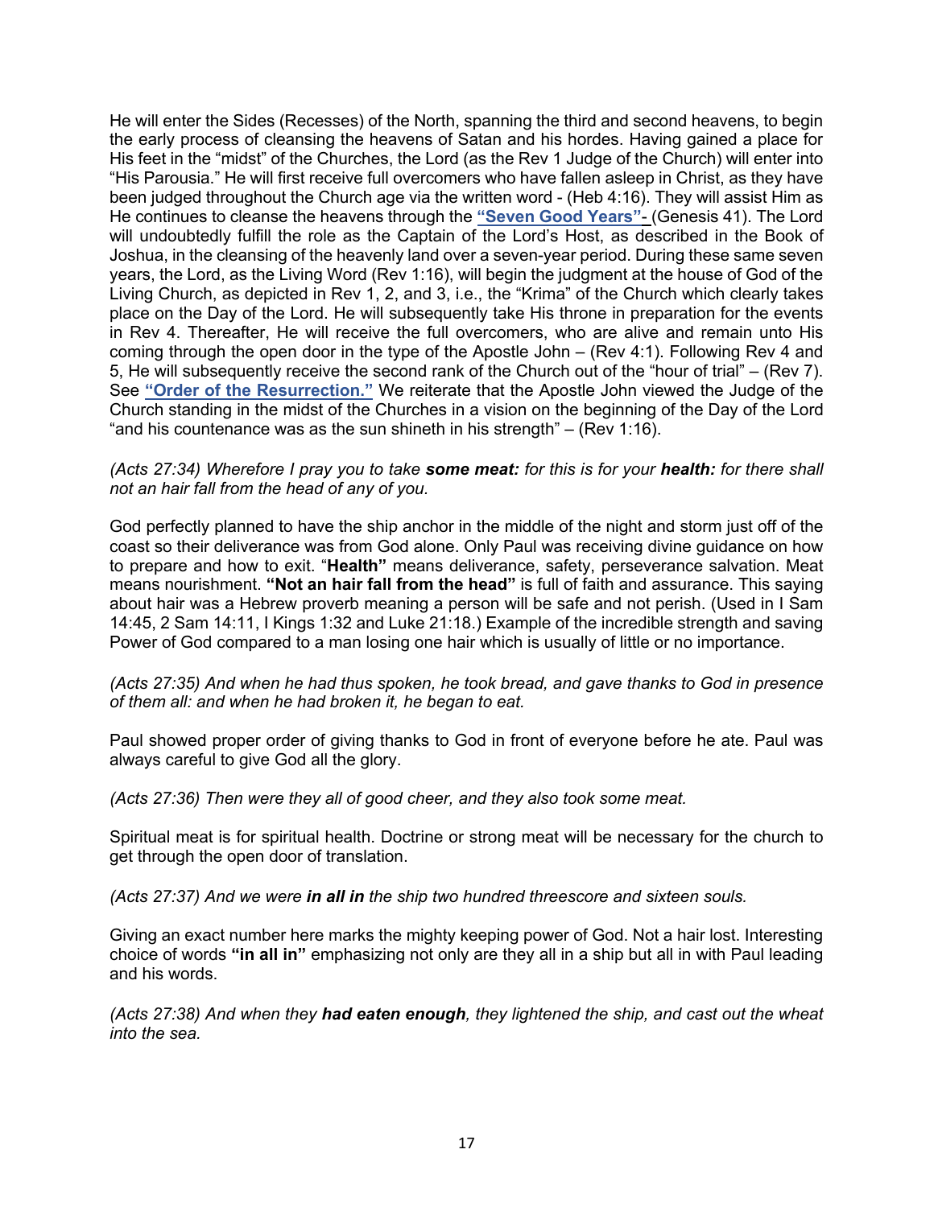He will enter the Sides (Recesses) of the North, spanning the third and second heavens, to begin the early process of cleansing the heavens of Satan and his hordes. Having gained a place for His feet in the "midst" of the Churches, the Lord (as the Rev 1 Judge of the Church) will enter into "His Parousia." He will first receive full overcomers who have fallen asleep in Christ, as they have been judged throughout the Church age via the written word - (Heb 4:16). They will assist Him as He continues to cleanse the heavens through the **"Seven Good Years"-** (Genesis 41). The Lord will undoubtedly fulfill the role as the Captain of the Lord's Host, as described in the Book of Joshua, in the cleansing of the heavenly land over a seven-year period. During these same seven years, the Lord, as the Living Word (Rev 1:16), will begin the judgment at the house of God of the Living Church, as depicted in Rev 1, 2, and 3, i.e., the "Krima" of the Church which clearly takes place on the Day of the Lord. He will subsequently take His throne in preparation for the events in Rev 4. Thereafter, He will receive the full overcomers, who are alive and remain unto His coming through the open door in the type of the Apostle John – (Rev 4:1). Following Rev 4 and 5, He will subsequently receive the second rank of the Church out of the "hour of trial" – (Rev 7). See **"Order of the Resurrection."** We reiterate that the Apostle John viewed the Judge of the Church standing in the midst of the Churches in a vision on the beginning of the Day of the Lord "and his countenance was as the sun shineth in his strength" – (Rev 1:16).

*(Acts 27:34) Wherefore I pray you to take **some meat:** for this is for your **health:** for there shall not an hair fall from the head of any of you.*

God perfectly planned to have the ship anchor in the middle of the night and storm just off of the coast so their deliverance was from God alone. Only Paul was receiving divine guidance on how to prepare and how to exit. "**Health"** means deliverance, safety, perseverance salvation. Meat means nourishment. **"Not an hair fall from the head"** is full of faith and assurance. This saying about hair was a Hebrew proverb meaning a person will be safe and not perish. (Used in I Sam 14:45, 2 Sam 14:11, I Kings 1:32 and Luke 21:18.) Example of the incredible strength and saving Power of God compared to a man losing one hair which is usually of little or no importance.

*(Acts 27:35) And when he had thus spoken, he took bread, and gave thanks to God in presence of them all: and when he had broken it, he began to eat.*

Paul showed proper order of giving thanks to God in front of everyone before he ate. Paul was always careful to give God all the glory.

*(Acts 27:36) Then were they all of good cheer, and they also took some meat.*

Spiritual meat is for spiritual health. Doctrine or strong meat will be necessary for the church to get through the open door of translation.

*(Acts 27:37) And we were **in all in** the ship two hundred threescore and sixteen souls.*

Giving an exact number here marks the mighty keeping power of God. Not a hair lost. Interesting choice of words **"in all in"** emphasizing not only are they all in a ship but all in with Paul leading and his words.

*(Acts 27:38) And when they **had eaten enough**, they lightened the ship, and cast out the wheat into the sea.*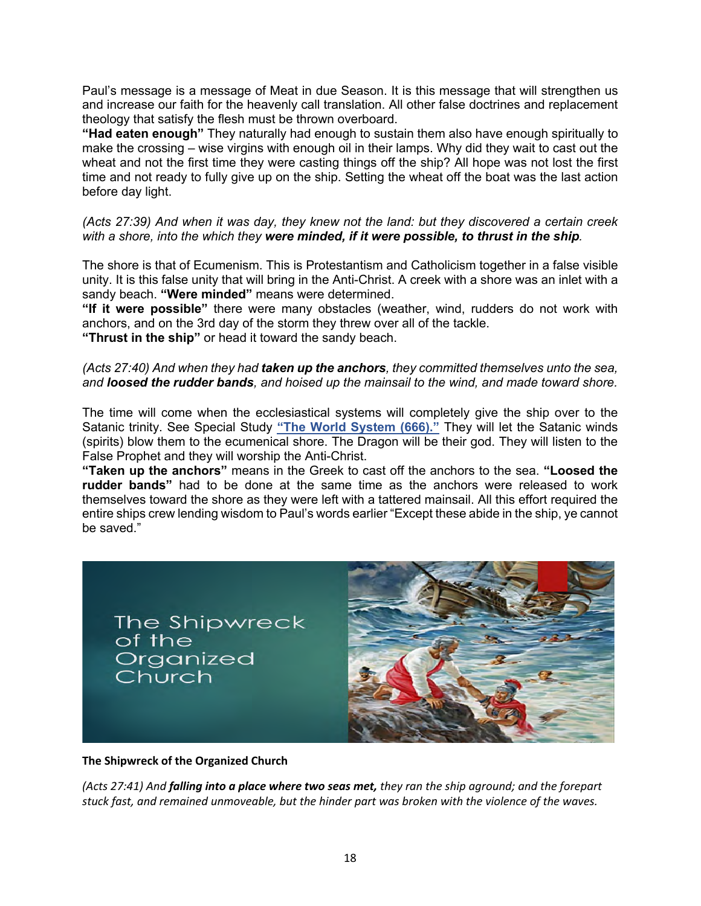Paul's message is a message of Meat in due Season. It is this message that will strengthen us and increase our faith for the heavenly call translation. All other false doctrines and replacement theology that satisfy the flesh must be thrown overboard.

**"Had eaten enough"** They naturally had enough to sustain them also have enough spiritually to make the crossing – wise virgins with enough oil in their lamps. Why did they wait to cast out the wheat and not the first time they were casting things off the ship? All hope was not lost the first time and not ready to fully give up on the ship. Setting the wheat off the boat was the last action before day light.

*(Acts 27:39) And when it was day, they knew not the land: but they discovered a certain creek with a shore, into the which they **were minded, if it were possible, to thrust in the ship**.*

The shore is that of Ecumenism. This is Protestantism and Catholicism together in a false visible unity. It is this false unity that will bring in the Anti-Christ. A creek with a shore was an inlet with a sandy beach. **"Were minded"** means were determined.

**"If it were possible"** there were many obstacles (weather, wind, rudders do not work with anchors, and on the 3rd day of the storm they threw over all of the tackle.

**"Thrust in the ship"** or head it toward the sandy beach.

*(Acts 27:40) And when they had **taken up the anchors**, they committed themselves unto the sea, and **loosed the rudder bands**, and hoised up the mainsail to the wind, and made toward shore.*

The time will come when the ecclesiastical systems will completely give the ship over to the Satanic trinity. See Special Study **"The World System (666)."** They will let the Satanic winds (spirits) blow them to the ecumenical shore. The Dragon will be their god. They will listen to the False Prophet and they will worship the Anti-Christ.

**"Taken up the anchors"** means in the Greek to cast off the anchors to the sea. **"Loosed the rudder bands"** had to be done at the same time as the anchors were released to work themselves toward the shore as they were left with a tattered mainsail. All this effort required the entire ships crew lending wisdom to Paul's words earlier "Except these abide in the ship, ye cannot be saved."

The Shipwreck of the Organized Church

**The Shipwreck of the Organized Church**

*(Acts 27:41) And **falling into a place where two seas met,** they ran the ship aground; and the forepart stuck fast, and remained unmoveable, but the hinder part was broken with the violence of the waves.*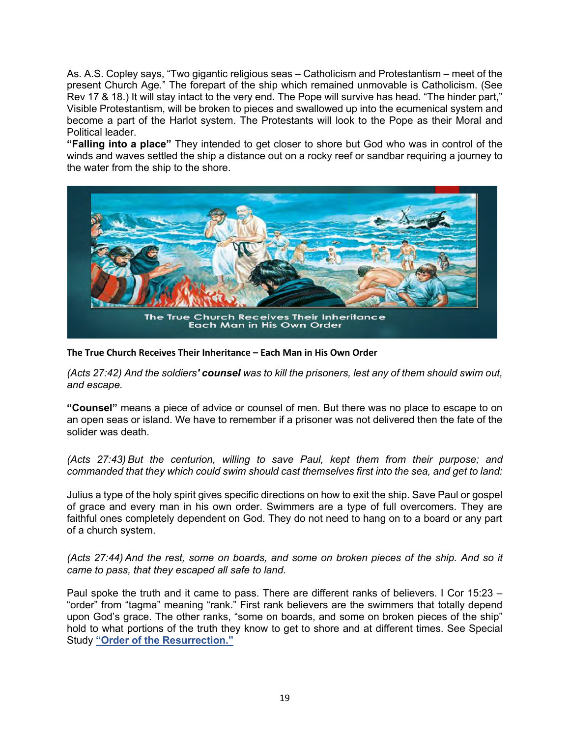As. A.S. Copley says, "Two gigantic religious seas – Catholicism and Protestantism – meet of the present Church Age." The forepart of the ship which remained unmovable is Catholicism. (See Rev 17 & 18.) It will stay intact to the very end. The Pope will survive has head. "The hinder part," Visible Protestantism, will be broken to pieces and swallowed up into the ecumenical system and become a part of the Harlot system. The Protestants will look to the Pope as their Moral and Political leader.

**"Falling into a place"** They intended to get closer to shore but God who was in control of the winds and waves settled the ship a distance out on a rocky reef or sandbar requiring a journey to the water from the ship to the shore.

The True Church Receives Their Inheritance
Each Man in His Own Order

**The True Church Receives Their Inheritance – Each Man in His Own Order**

*(Acts 27:42) And the soldiers**' counsel** was to kill the prisoners, lest any of them should swim out, and escape.*

**"Counsel"** means a piece of advice or counsel of men. But there was no place to escape to on an open seas or island. We have to remember if a prisoner was not delivered then the fate of the solider was death.

*(Acts 27:43) But the centurion, willing to save Paul, kept them from their purpose; and commanded that they which could swim should cast themselves first into the sea, and get to land:*

Julius a type of the holy spirit gives specific directions on how to exit the ship. Save Paul or gospel of grace and every man in his own order. Swimmers are a type of full overcomers. They are faithful ones completely dependent on God. They do not need to hang on to a board or any part of a church system.

*(Acts 27:44) And the rest, some on boards, and some on broken pieces of the ship. And so it came to pass, that they escaped all safe to land.*

Paul spoke the truth and it came to pass. There are different ranks of believers. I Cor 15:23 – "order" from "tagma" meaning "rank." First rank believers are the swimmers that totally depend upon God's grace. The other ranks, "some on boards, and some on broken pieces of the ship" hold to what portions of the truth they know to get to shore and at different times. See Special Study **"Order of the Resurrection."**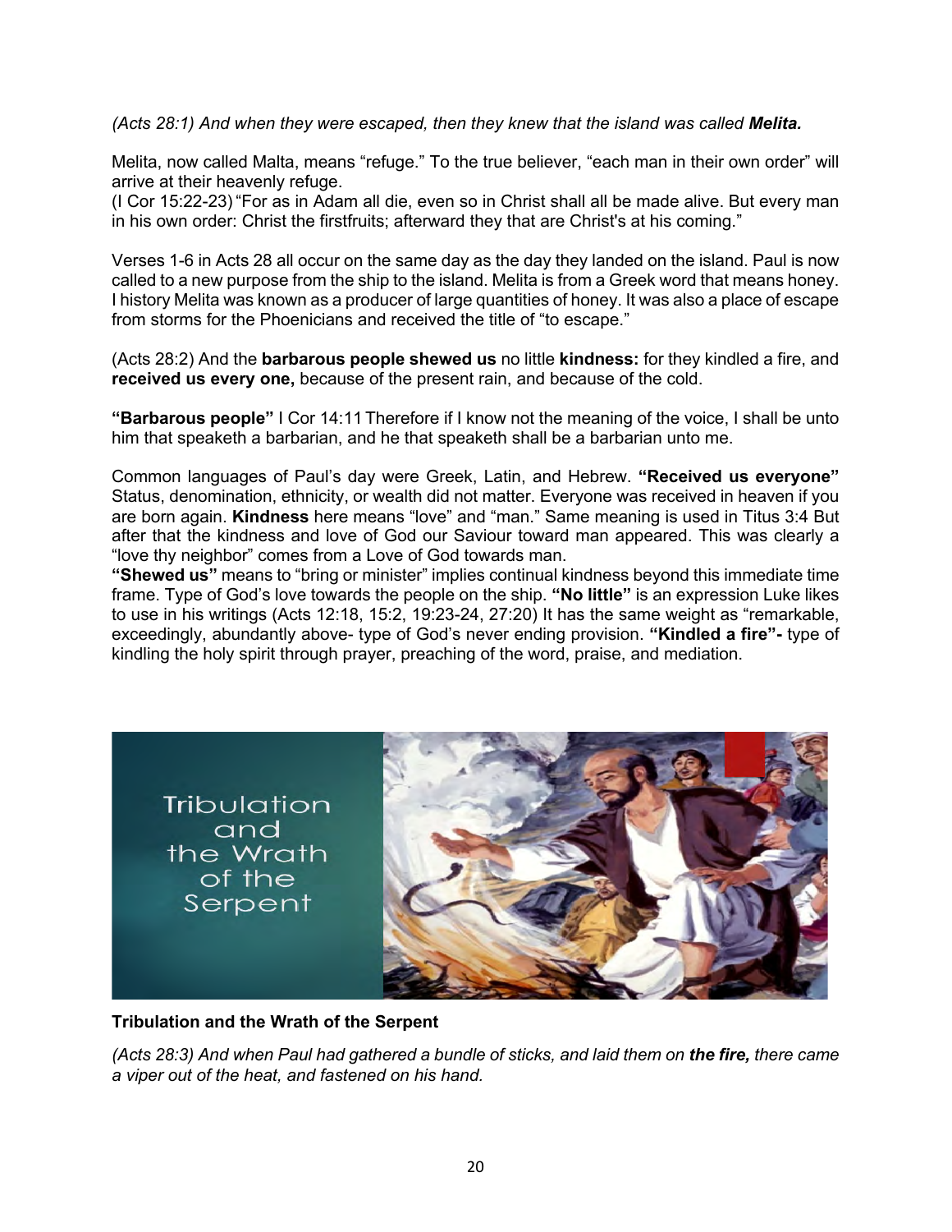*(Acts 28:1) And when they were escaped, then they knew that the island was called **Melita.***

Melita, now called Malta, means "refuge." To the true believer, "each man in their own order" will arrive at their heavenly refuge.
(I Cor 15:22-23) "For as in Adam all die, even so in Christ shall all be made alive. But every man in his own order: Christ the firstfruits; afterward they that are Christ's at his coming."

Verses 1-6 in Acts 28 all occur on the same day as the day they landed on the island. Paul is now called to a new purpose from the ship to the island. Melita is from a Greek word that means honey. I history Melita was known as a producer of large quantities of honey. It was also a place of escape from storms for the Phoenicians and received the title of "to escape."

(Acts 28:2) And the **barbarous people shewed us** no little **kindness:** for they kindled a fire, and **received us every one,** because of the present rain, and because of the cold.

**"Barbarous people"** I Cor 14:11 Therefore if I know not the meaning of the voice, I shall be unto him that speaketh a barbarian, and he that speaketh shall be a barbarian unto me.

Common languages of Paul's day were Greek, Latin, and Hebrew. **"Received us everyone"** Status, denomination, ethnicity, or wealth did not matter. Everyone was received in heaven if you are born again. **Kindness** here means "love" and "man." Same meaning is used in Titus 3:4 But after that the kindness and love of God our Saviour toward man appeared. This was clearly a "love thy neighbor" comes from a Love of God towards man.
**"Shewed us"** means to "bring or minister" implies continual kindness beyond this immediate time frame. Type of God's love towards the people on the ship. **"No little"** is an expression Luke likes to use in his writings (Acts 12:18, 15:2, 19:23-24, 27:20) It has the same weight as "remarkable, exceedingly, abundantly above- type of God's never ending provision. **"Kindled a fire"-** type of kindling the holy spirit through prayer, preaching of the word, praise, and mediation.

**Tribulation and the Wrath of the Serpent**

*(Acts 28:3) And when Paul had gathered a bundle of sticks, and laid them on **the fire,** there came a viper out of the heat, and fastened on his hand.*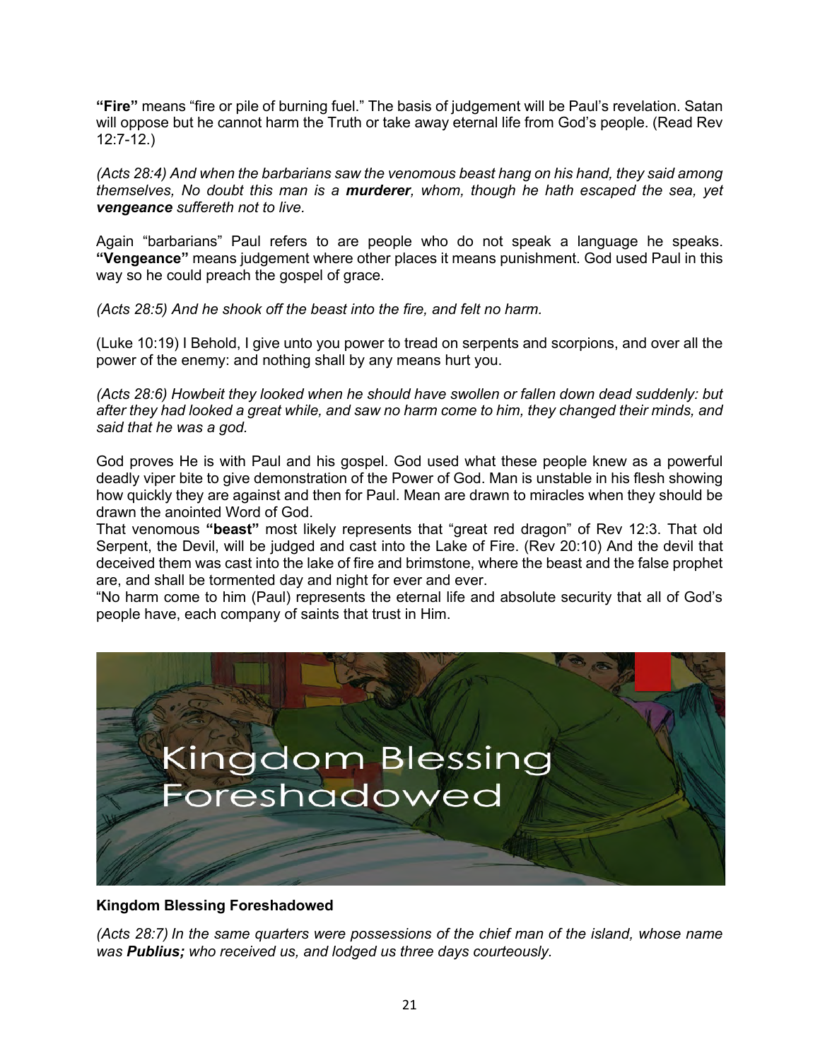**"Fire"** means "fire or pile of burning fuel." The basis of judgement will be Paul's revelation. Satan will oppose but he cannot harm the Truth or take away eternal life from God's people. (Read Rev 12:7-12.)

*(Acts 28:4) And when the barbarians saw the venomous beast hang on his hand, they said among themselves, No doubt this man is a **murderer**, whom, though he hath escaped the sea, yet **vengeance** suffereth not to live.*

Again "barbarians" Paul refers to are people who do not speak a language he speaks. **"Vengeance"** means judgement where other places it means punishment. God used Paul in this way so he could preach the gospel of grace.

*(Acts 28:5) And he shook off the beast into the fire, and felt no harm.*

(Luke 10:19) I Behold, I give unto you power to tread on serpents and scorpions, and over all the power of the enemy: and nothing shall by any means hurt you.

*(Acts 28:6) Howbeit they looked when he should have swollen or fallen down dead suddenly: but after they had looked a great while, and saw no harm come to him, they changed their minds, and said that he was a god.*

God proves He is with Paul and his gospel. God used what these people knew as a powerful deadly viper bite to give demonstration of the Power of God. Man is unstable in his flesh showing how quickly they are against and then for Paul. Mean are drawn to miracles when they should be drawn the anointed Word of God.

That venomous **"beast"** most likely represents that "great red dragon" of Rev 12:3. That old Serpent, the Devil, will be judged and cast into the Lake of Fire. (Rev 20:10) And the devil that deceived them was cast into the lake of fire and brimstone, where the beast and the false prophet are, and shall be tormented day and night for ever and ever.

"No harm come to him (Paul) represents the eternal life and absolute security that all of God's people have, each company of saints that trust in Him.

Kingdom Blessing Foreshadowed

**Kingdom Blessing Foreshadowed**

*(Acts 28:7) In the same quarters were possessions of the chief man of the island, whose name was **Publius;** who received us, and lodged us three days courteously.*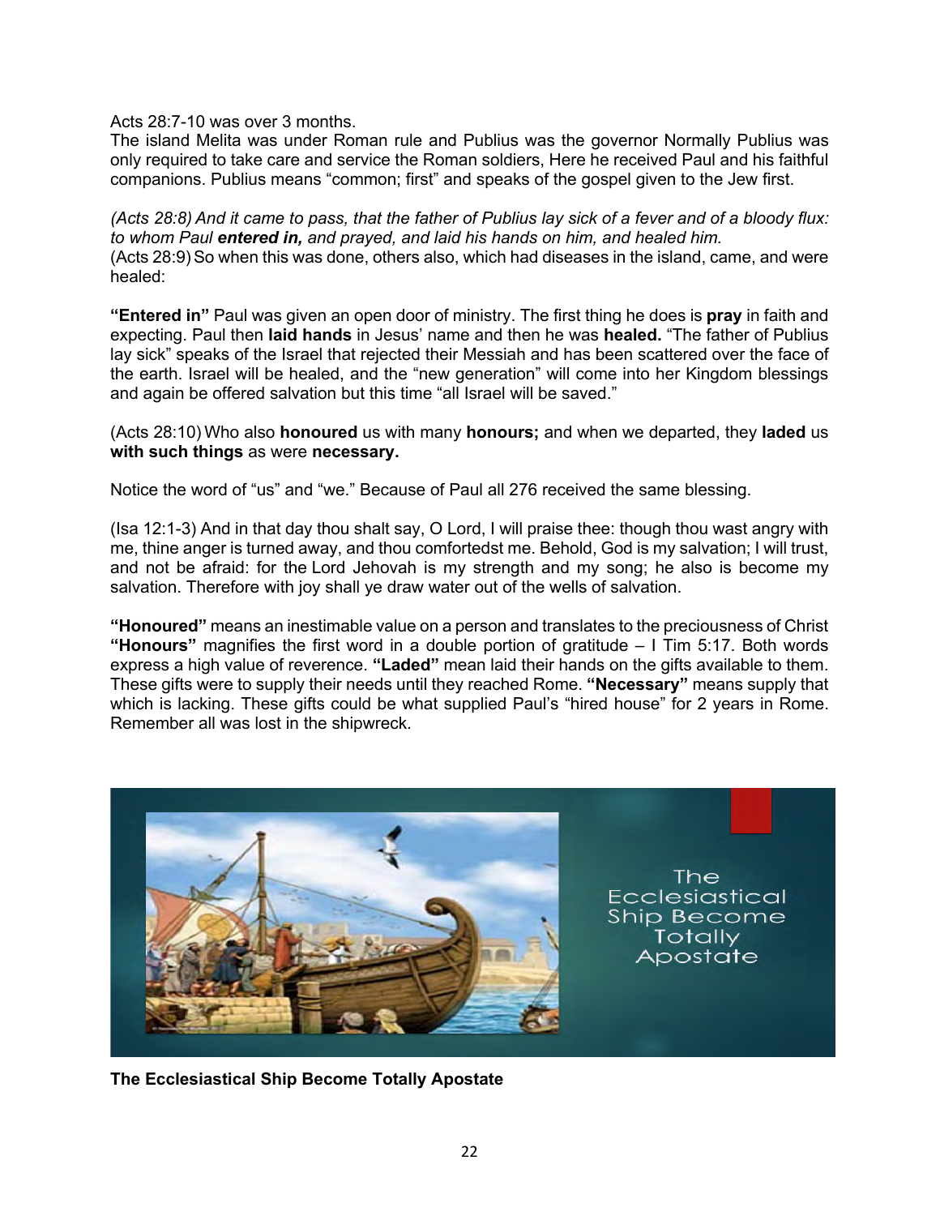Acts 28:7-10 was over 3 months.

The island Melita was under Roman rule and Publius was the governor Normally Publius was only required to take care and service the Roman soldiers, Here he received Paul and his faithful companions. Publius means "common; first" and speaks of the gospel given to the Jew first.

*(Acts 28:8) And it came to pass, that the father of Publius lay sick of a fever and of a bloody flux: to whom Paul **entered in,** and prayed, and laid his hands on him, and healed him.*
(Acts 28:9) So when this was done, others also, which had diseases in the island, came, and were healed:

**"Entered in"** Paul was given an open door of ministry. The first thing he does is **pray** in faith and expecting. Paul then **laid hands** in Jesus' name and then he was **healed.** "The father of Publius lay sick" speaks of the Israel that rejected their Messiah and has been scattered over the face of the earth. Israel will be healed, and the "new generation" will come into her Kingdom blessings and again be offered salvation but this time "all Israel will be saved."

(Acts 28:10) Who also **honoured** us with many **honours;** and when we departed, they **laded** us **with such things** as were **necessary.**

Notice the word of "us" and "we." Because of Paul all 276 received the same blessing.

(Isa 12:1-3) And in that day thou shalt say, O Lord, I will praise thee: though thou wast angry with me, thine anger is turned away, and thou comfortedst me. Behold, God is my salvation; I will trust, and not be afraid: for the Lord Jehovah is my strength and my song; he also is become my salvation. Therefore with joy shall ye draw water out of the wells of salvation.

**"Honoured"** means an inestimable value on a person and translates to the preciousness of Christ **"Honours"** magnifies the first word in a double portion of gratitude – I Tim 5:17. Both words express a high value of reverence. **"Laded"** mean laid their hands on the gifts available to them. These gifts were to supply their needs until they reached Rome. **"Necessary"** means supply that which is lacking. These gifts could be what supplied Paul's "hired house" for 2 years in Rome. Remember all was lost in the shipwreck.

The Ecclesiastical Ship Become Totally Apostate

**The Ecclesiastical Ship Become Totally Apostate**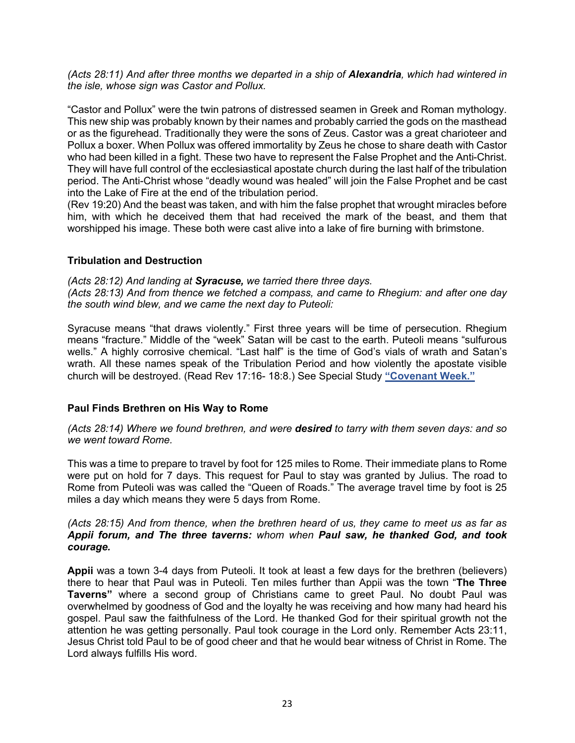*(Acts 28:11) And after three months we departed in a ship of **Alexandria**, which had wintered in the isle, whose sign was Castor and Pollux.*

"Castor and Pollux" were the twin patrons of distressed seamen in Greek and Roman mythology. This new ship was probably known by their names and probably carried the gods on the masthead or as the figurehead. Traditionally they were the sons of Zeus. Castor was a great charioteer and Pollux a boxer. When Pollux was offered immortality by Zeus he chose to share death with Castor who had been killed in a fight. These two have to represent the False Prophet and the Anti-Christ. They will have full control of the ecclesiastical apostate church during the last half of the tribulation period. The Anti-Christ whose "deadly wound was healed" will join the False Prophet and be cast into the Lake of Fire at the end of the tribulation period.
(Rev 19:20) And the beast was taken, and with him the false prophet that wrought miracles before him, with which he deceived them that had received the mark of the beast, and them that worshipped his image. These both were cast alive into a lake of fire burning with brimstone.

### Tribulation and Destruction

*(Acts 28:12) And landing at **Syracuse,** we tarried there three days.*
*(Acts 28:13) And from thence we fetched a compass, and came to Rhegium: and after one day the south wind blew, and we came the next day to Puteoli:*

Syracuse means "that draws violently." First three years will be time of persecution. Rhegium means "fracture." Middle of the "week" Satan will be cast to the earth. Puteoli means "sulfurous wells." A highly corrosive chemical. "Last half" is the time of God's vials of wrath and Satan's wrath. All these names speak of the Tribulation Period and how violently the apostate visible church will be destroyed. (Read Rev 17:16- 18:8.) See Special Study **"Covenant Week."**

### Paul Finds Brethren on His Way to Rome

*(Acts 28:14) Where we found brethren, and were **desired** to tarry with them seven days: and so we went toward Rome.*

This was a time to prepare to travel by foot for 125 miles to Rome. Their immediate plans to Rome were put on hold for 7 days. This request for Paul to stay was granted by Julius. The road to Rome from Puteoli was was called the "Queen of Roads." The average travel time by foot is 25 miles a day which means they were 5 days from Rome.

*(Acts 28:15) And from thence, when the brethren heard of us, they came to meet us as far as **Appii forum, and The three taverns:** whom when **Paul saw, he thanked God, and took courage.***

**Appii** was a town 3-4 days from Puteoli. It took at least a few days for the brethren (believers) there to hear that Paul was in Puteoli. Ten miles further than Appii was the town "**The Three Taverns"** where a second group of Christians came to greet Paul. No doubt Paul was overwhelmed by goodness of God and the loyalty he was receiving and how many had heard his gospel. Paul saw the faithfulness of the Lord. He thanked God for their spiritual growth not the attention he was getting personally. Paul took courage in the Lord only. Remember Acts 23:11, Jesus Christ told Paul to be of good cheer and that he would bear witness of Christ in Rome. The Lord always fulfills His word.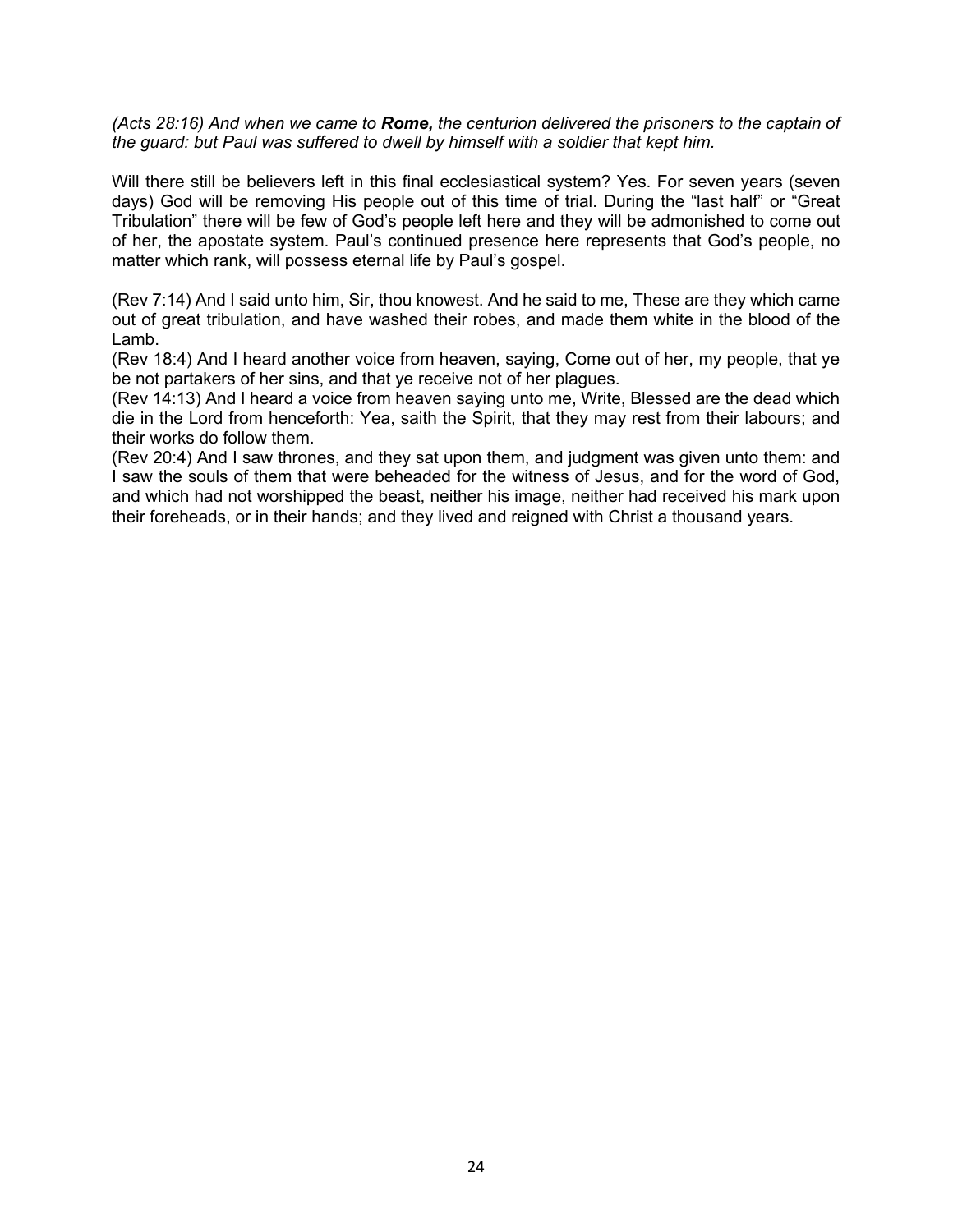*(Acts 28:16) And when we came to **Rome,** the centurion delivered the prisoners to the captain of the guard: but Paul was suffered to dwell by himself with a soldier that kept him.*

Will there still be believers left in this final ecclesiastical system? Yes. For seven years (seven days) God will be removing His people out of this time of trial. During the "last half" or "Great Tribulation" there will be few of God's people left here and they will be admonished to come out of her, the apostate system. Paul's continued presence here represents that God's people, no matter which rank, will possess eternal life by Paul's gospel.

(Rev 7:14) And I said unto him, Sir, thou knowest. And he said to me, These are they which came out of great tribulation, and have washed their robes, and made them white in the blood of the Lamb.
(Rev 18:4) And I heard another voice from heaven, saying, Come out of her, my people, that ye be not partakers of her sins, and that ye receive not of her plagues.
(Rev 14:13) And I heard a voice from heaven saying unto me, Write, Blessed are the dead which die in the Lord from henceforth: Yea, saith the Spirit, that they may rest from their labours; and their works do follow them.
(Rev 20:4) And I saw thrones, and they sat upon them, and judgment was given unto them: and I saw the souls of them that were beheaded for the witness of Jesus, and for the word of God, and which had not worshipped the beast, neither his image, neither had received his mark upon their foreheads, or in their hands; and they lived and reigned with Christ a thousand years.